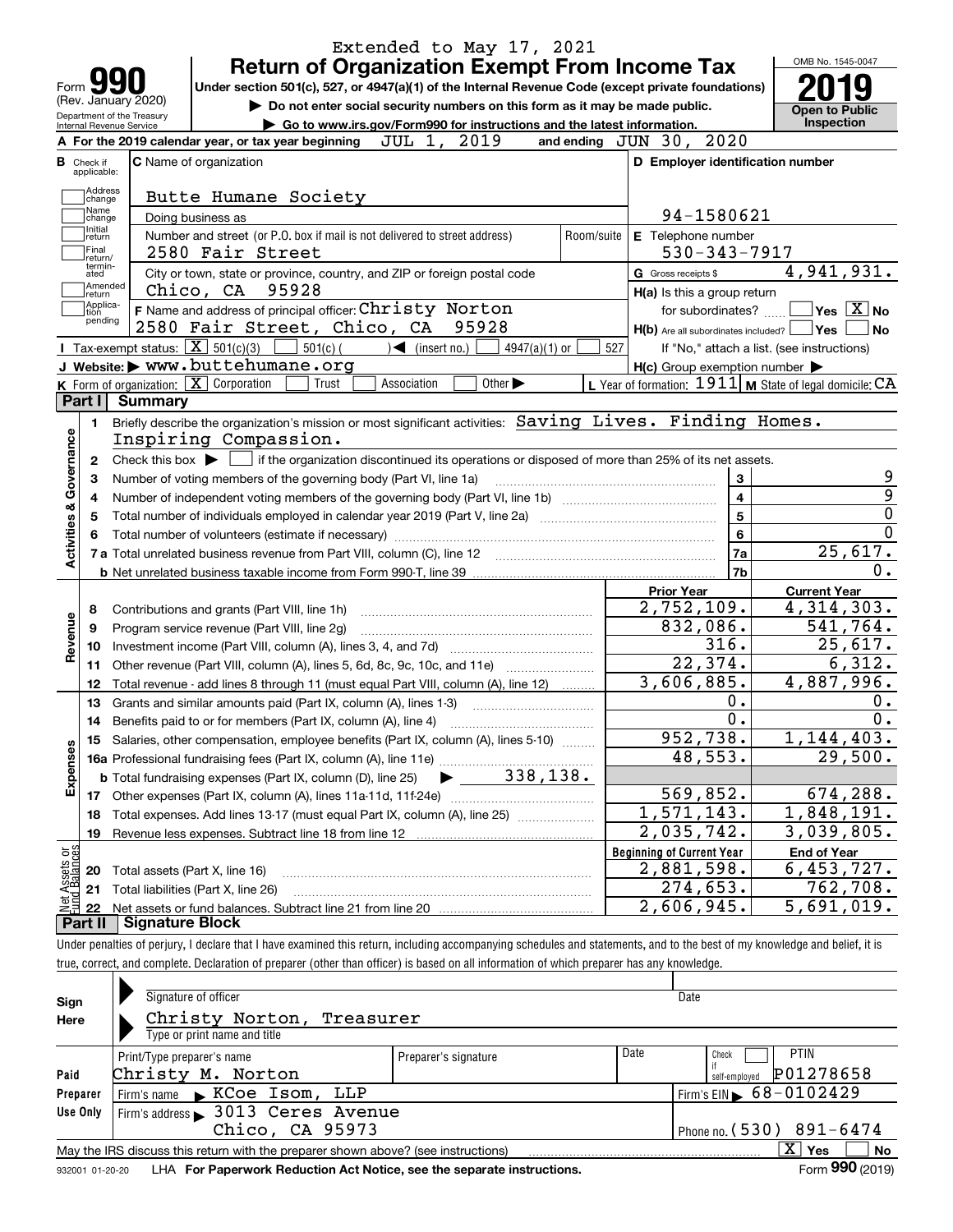Extended to May 17, 2021

# Form 990 — Return of Organization Exempt From Income Tax

(Rev. January 2020) Department of the Treasury Internal Revenue Service

Under section 501(c), 527, or 4947(a)(1) of the Internal Revenue Code (except private foundations)

▶ Do not enter social security numbers on this form as it may be made public.

▶ Go to www.irs.gov/Form990 for instructions and the latest information.

OMB No. 1545-0047 | **2019** | Open to Public Inspection

**A** For the 2019 calendar year, or tax year beginning JUL 1, 2019 and ending JUN 30, 2020

**B** Check if applicable: Address change, Name change, Initial return, Final return/terminated, Amended return, Application pending

**C** Name of organization: Butte Humane Society

Doing business as

Number and street (or P.O. box if mail is not delivered to street address): 2580 Fair Street | Room/suite

City or town, state or province, country, and ZIP or foreign postal code: Chico, CA 95928

**D** Employer identification number: 94-1580621

**E** Telephone number: 530-343-7917

**G** Gross receipts $ 4,941,931.

**F** Name and address of principal officer: Christy Norton, 2580 Fair Street, Chico, CA 95928

**H(a)** Is this a group return for subordinates? Yes [ ] No [X]

**H(b)** Are all subordinates included? Yes [ ] No [ ] If "No," attach a list. (see instructions)

**H(c)** Group exemption number ▶

**I** Tax-exempt status: [X] 501(c)(3) [ ] 501(c) ( ) ◀ (insert no.) [ ] 4947(a)(1) or [ ] 527

**J** Website: ▶ www.buttehumane.org

**K** Form of organization: [X] Corporation [ ] Trust [ ] Association [ ] Other ▶

**L** Year of formation: 1911 **M** State of legal domicile: CA

## Part I Summary

**Activities & Governance**

1. Briefly describe the organization's mission or most significant activities: Saving Lives. Finding Homes. Inspiring Compassion.
2. Check this box ▶ [ ] if the organization discontinued its operations or disposed of more than 25% of its net assets.

| Line | Description | | Value |
|---|---|---|---|
| 3 | Number of voting members of the governing body (Part VI, line 1a) | 3 | 9 |
| 4 | Number of independent voting members of the governing body (Part VI, line 1b) | 4 | 9 |
| 5 | Total number of individuals employed in calendar year 2019 (Part V, line 2a) | 5 | 0 |
| 6 | Total number of volunteers (estimate if necessary) | 6 | 0 |
| 7a | Total unrelated business revenue from Part VIII, column (C), line 12 | 7a | 25,617. |
| 7b | Net unrelated business taxable income from Form 990-T, line 39 | 7b | 0. |

| Line | Description | Prior Year | Current Year |
|---|---|---|---|
| **Revenue** | | | |
| 8 | Contributions and grants (Part VIII, line 1h) | 2,752,109. | 4,314,303. |
| 9 | Program service revenue (Part VIII, line 2g) | 832,086. | 541,764. |
| 10 | Investment income (Part VIII, column (A), lines 3, 4, and 7d) | 316. | 25,617. |
| 11 | Other revenue (Part VIII, column (A), lines 5, 6d, 8c, 9c, 10c, and 11e) | 22,374. | 6,312. |
| 12 | Total revenue - add lines 8 through 11 (must equal Part VIII, column (A), line 12) | 3,606,885. | 4,887,996. |
| **Expenses** | | | |
| 13 | Grants and similar amounts paid (Part IX, column (A), lines 1-3) | 0. | 0. |
| 14 | Benefits paid to or for members (Part IX, column (A), line 4) | 0. | 0. |
| 15 | Salaries, other compensation, employee benefits (Part IX, column (A), lines 5-10) | 952,738. | 1,144,403. |
| 16a | Professional fundraising fees (Part IX, column (A), line 11e) | 48,553. | 29,500. |
| b | Total fundraising expenses (Part IX, column (D), line 25) ▶ 338,138. | | |
| 17 | Other expenses (Part IX, column (A), lines 11a-11d, 11f-24e) | 569,852. | 674,288. |
| 18 | Total expenses. Add lines 13-17 (must equal Part IX, column (A), line 25) | 1,571,143. | 1,848,191. |
| 19 | Revenue less expenses. Subtract line 18 from line 12 | 2,035,742. | 3,039,805. |

| Line | Net Assets or Fund Balances | Beginning of Current Year | End of Year |
|---|---|---|---|
| 20 | Total assets (Part X, line 16) | 2,881,598. | 6,453,727. |
| 21 | Total liabilities (Part X, line 26) | 274,653. | 762,708. |
| 22 | Net assets or fund balances. Subtract line 21 from line 20 | 2,606,945. | 5,691,019. |

## Part II Signature Block

Under penalties of perjury, I declare that I have examined this return, including accompanying schedules and statements, and to the best of my knowledge and belief, it is true, correct, and complete. Declaration of preparer (other than officer) is based on all information of which preparer has any knowledge.

**Sign Here**

Signature of officer | Date

Christy Norton, Treasurer

Type or print name and title

**Paid Preparer Use Only**

| Print/Type preparer's name | Preparer's signature | Date | Check if self-employed | PTIN |
|---|---|---|---|---|
| Christy M. Norton | | | [ ] | P01278658 |

Firm's name ▶ KCoe Isom, LLP | Firm's EIN ▶ 68-0102429

Firm's address ▶ 3013 Ceres Avenue, Chico, CA 95973 | Phone no. (530) 891-6474

May the IRS discuss this return with the preparer shown above? (see instructions) [X] Yes [ ] No

932001 01-20-20 LHA For Paperwork Reduction Act Notice, see the separate instructions. Form **990** (2019)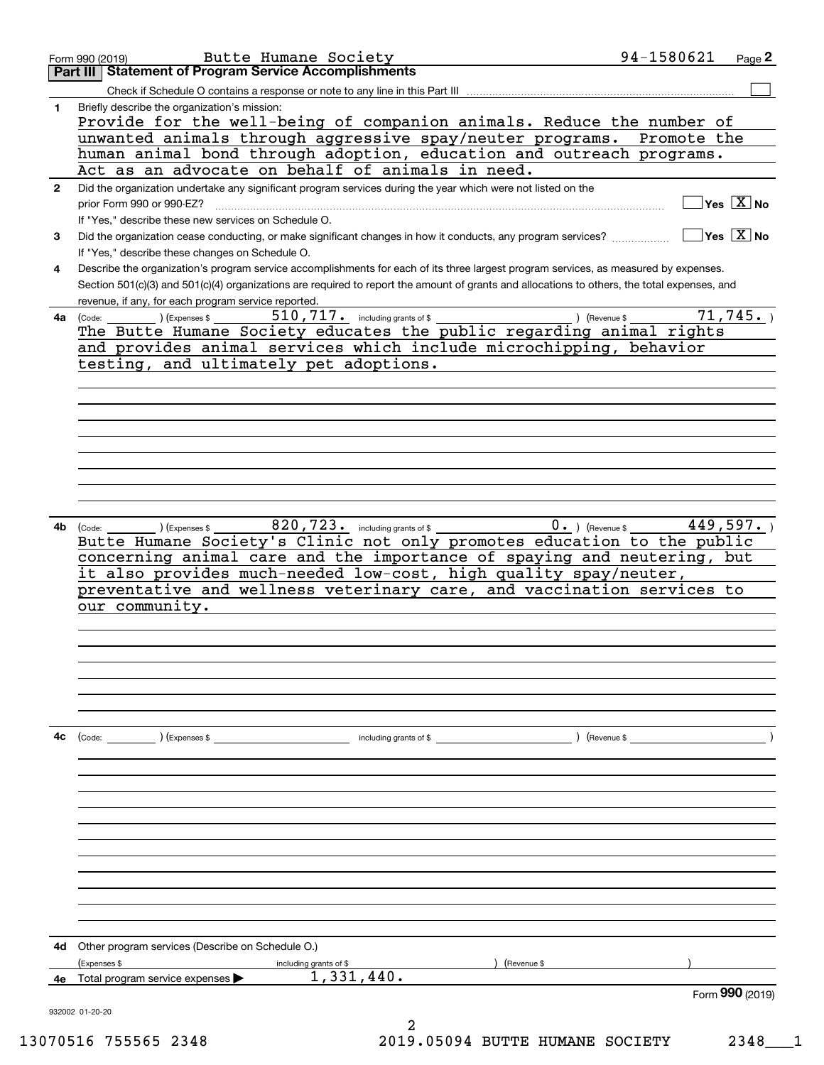Form 990 (2019) Butte Humane Society 94-1580621 Page 2

## Part III Statement of Program Service Accomplishments

Check if Schedule O contains a response or note to any line in this Part III ☐

**1** Briefly describe the organization's mission:

Provide for the well-being of companion animals. Reduce the number of unwanted animals through aggressive spay/neuter programs. Promote the human animal bond through adoption, education and outreach programs. Act as an advocate on behalf of animals in need.

**2** Did the organization undertake any significant program services during the year which were not listed on the prior Form 990 or 990-EZ? ☐ Yes ☒ No

If "Yes," describe these new services on Schedule O.

**3** Did the organization cease conducting, or make significant changes in how it conducts, any program services? ☐ Yes ☒ No

If "Yes," describe these changes on Schedule O.

**4** Describe the organization's program service accomplishments for each of its three largest program services, as measured by expenses. Section 501(c)(3) and 501(c)(4) organizations are required to report the amount of grants and allocations to others, the total expenses, and revenue, if any, for each program service reported.

**4a** (Code: ) (Expenses $ 510,717. including grants of $ ) (Revenue $ 71,745. )

The Butte Humane Society educates the public regarding animal rights and provides animal services which include microchipping, behavior testing, and ultimately pet adoptions.

**4b** (Code: ) (Expenses $ 820,723. including grants of $ 0. ) (Revenue $ 449,597. )

Butte Humane Society's Clinic not only promotes education to the public concerning animal care and the importance of spaying and neutering, but it also provides much-needed low-cost, high quality spay/neuter, preventative and wellness veterinary care, and vaccination services to our community.

**4c** (Code: ) (Expenses $ including grants of $ ) (Revenue $ )

**4d** Other program services (Describe on Schedule O.)

(Expenses $ including grants of $ ) (Revenue $ )

**4e** Total program service expenses ▶ 1,331,440.

Form **990** (2019)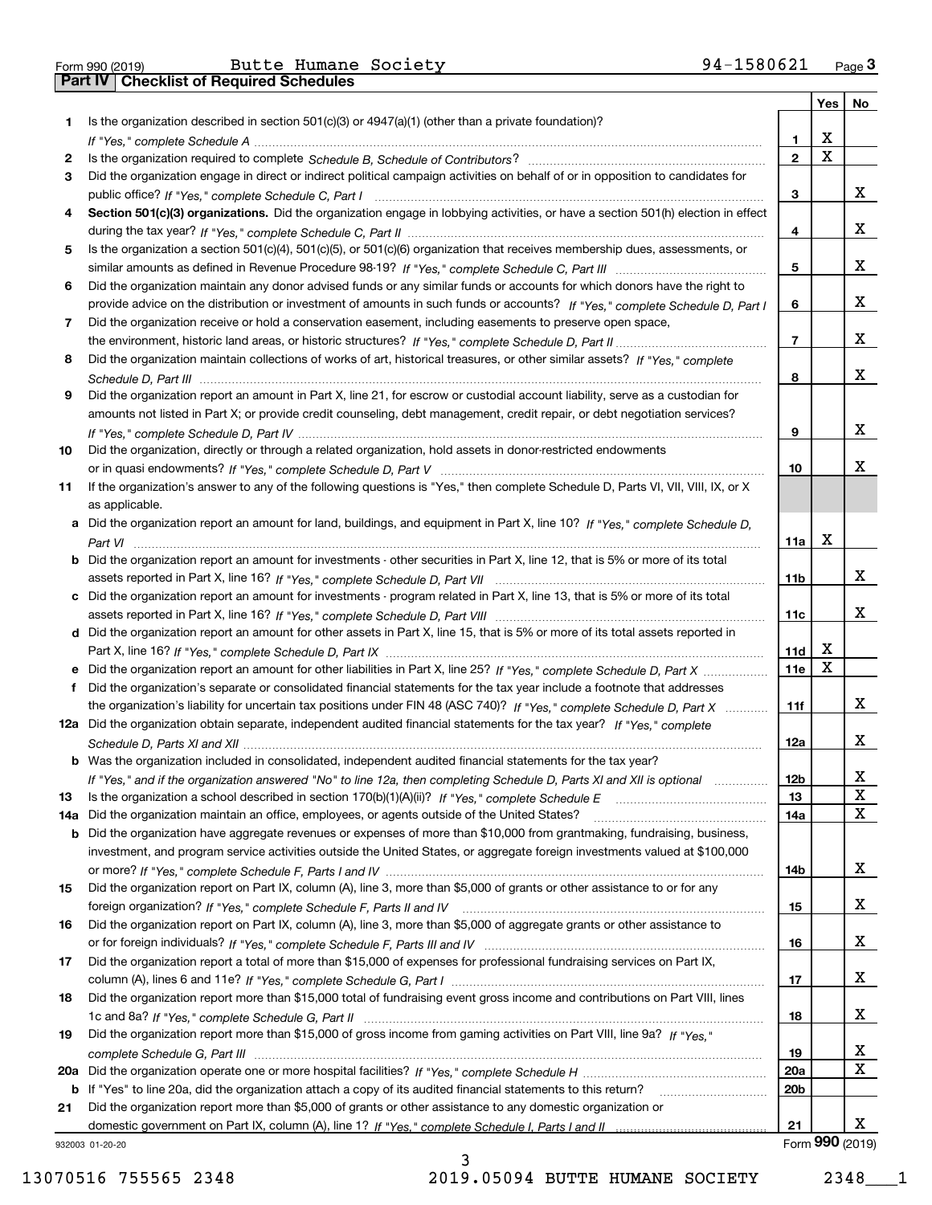Form 990 (2019) Butte Humane Society 94-1580621 Page **3**

## Part IV Checklist of Required Schedules

| | | | Yes | No |
|---|---|---|---|---|
| 1 | Is the organization described in section 501(c)(3) or 4947(a)(1) (other than a private foundation)? *If "Yes," complete Schedule A* | 1 | X | |
| 2 | Is the organization required to complete *Schedule B, Schedule of Contributors*? | 2 | X | |
| 3 | Did the organization engage in direct or indirect political campaign activities on behalf of or in opposition to candidates for public office? *If "Yes," complete Schedule C, Part I* | 3 | | X |
| 4 | **Section 501(c)(3) organizations.** Did the organization engage in lobbying activities, or have a section 501(h) election in effect during the tax year? *If "Yes," complete Schedule C, Part II* | 4 | | X |
| 5 | Is the organization a section 501(c)(4), 501(c)(5), or 501(c)(6) organization that receives membership dues, assessments, or similar amounts as defined in Revenue Procedure 98-19? *If "Yes," complete Schedule C, Part III* | 5 | | X |
| 6 | Did the organization maintain any donor advised funds or any similar funds or accounts for which donors have the right to provide advice on the distribution or investment of amounts in such funds or accounts? *If "Yes," complete Schedule D, Part I* | 6 | | X |
| 7 | Did the organization receive or hold a conservation easement, including easements to preserve open space, the environment, historic land areas, or historic structures? *If "Yes," complete Schedule D, Part II* | 7 | | X |
| 8 | Did the organization maintain collections of works of art, historical treasures, or other similar assets? *If "Yes," complete Schedule D, Part III* | 8 | | X |
| 9 | Did the organization report an amount in Part X, line 21, for escrow or custodial account liability, serve as a custodian for amounts not listed in Part X; or provide credit counseling, debt management, credit repair, or debt negotiation services? *If "Yes," complete Schedule D, Part IV* | 9 | | X |
| 10 | Did the organization, directly or through a related organization, hold assets in donor-restricted endowments or in quasi endowments? *If "Yes," complete Schedule D, Part V* | 10 | | X |
| 11 | If the organization's answer to any of the following questions is "Yes," then complete Schedule D, Parts VI, VII, VIII, IX, or X as applicable. | | | |
| a | Did the organization report an amount for land, buildings, and equipment in Part X, line 10? *If "Yes," complete Schedule D, Part VI* | 11a | X | |
| b | Did the organization report an amount for investments - other securities in Part X, line 12, that is 5% or more of its total assets reported in Part X, line 16? *If "Yes," complete Schedule D, Part VII* | 11b | | X |
| c | Did the organization report an amount for investments - program related in Part X, line 13, that is 5% or more of its total assets reported in Part X, line 16? *If "Yes," complete Schedule D, Part VIII* | 11c | | X |
| d | Did the organization report an amount for other assets in Part X, line 15, that is 5% or more of its total assets reported in Part X, line 16? *If "Yes," complete Schedule D, Part IX* | 11d | X | |
| e | Did the organization report an amount for other liabilities in Part X, line 25? *If "Yes," complete Schedule D, Part X* | 11e | X | |
| f | Did the organization's separate or consolidated financial statements for the tax year include a footnote that addresses the organization's liability for uncertain tax positions under FIN 48 (ASC 740)? *If "Yes," complete Schedule D, Part X* | 11f | | X |
| 12a | Did the organization obtain separate, independent audited financial statements for the tax year? *If "Yes," complete Schedule D, Parts XI and XII* | 12a | | X |
| b | Was the organization included in consolidated, independent audited financial statements for the tax year? *If "Yes," and if the organization answered "No" to line 12a, then completing Schedule D, Parts XI and XII is optional* | 12b | | X |
| 13 | Is the organization a school described in section 170(b)(1)(A)(ii)? *If "Yes," complete Schedule E* | 13 | | X |
| 14a | Did the organization maintain an office, employees, or agents outside of the United States? | 14a | | X |
| b | Did the organization have aggregate revenues or expenses of more than $10,000 from grantmaking, fundraising, business, investment, and program service activities outside the United States, or aggregate foreign investments valued at $100,000 or more? *If "Yes," complete Schedule F, Parts I and IV* | 14b | | X |
| 15 | Did the organization report on Part IX, column (A), line 3, more than $5,000 of grants or other assistance to or for any foreign organization? *If "Yes," complete Schedule F, Parts II and IV* | 15 | | X |
| 16 | Did the organization report on Part IX, column (A), line 3, more than $5,000 of aggregate grants or other assistance to or for foreign individuals? *If "Yes," complete Schedule F, Parts III and IV* | 16 | | X |
| 17 | Did the organization report a total of more than $15,000 of expenses for professional fundraising services on Part IX, column (A), lines 6 and 11e? *If "Yes," complete Schedule G, Part I* | 17 | | X |
| 18 | Did the organization report more than $15,000 total of fundraising event gross income and contributions on Part VIII, lines 1c and 8a? *If "Yes," complete Schedule G, Part II* | 18 | | X |
| 19 | Did the organization report more than $15,000 of gross income from gaming activities on Part VIII, line 9a? *If "Yes," complete Schedule G, Part III* | 19 | | X |
| 20a | Did the organization operate one or more hospital facilities? *If "Yes," complete Schedule H* | 20a | | X |
| b | If "Yes" to line 20a, did the organization attach a copy of its audited financial statements to this return? | 20b | | |
| 21 | Did the organization report more than $5,000 of grants or other assistance to any domestic organization or domestic government on Part IX, column (A), line 1? *If "Yes," complete Schedule I, Parts I and II* | 21 | | X |

932003 01-20-20 Form **990** (2019)

13070516 755565 2348 2019.05094 BUTTE HUMANE SOCIETY 2348___1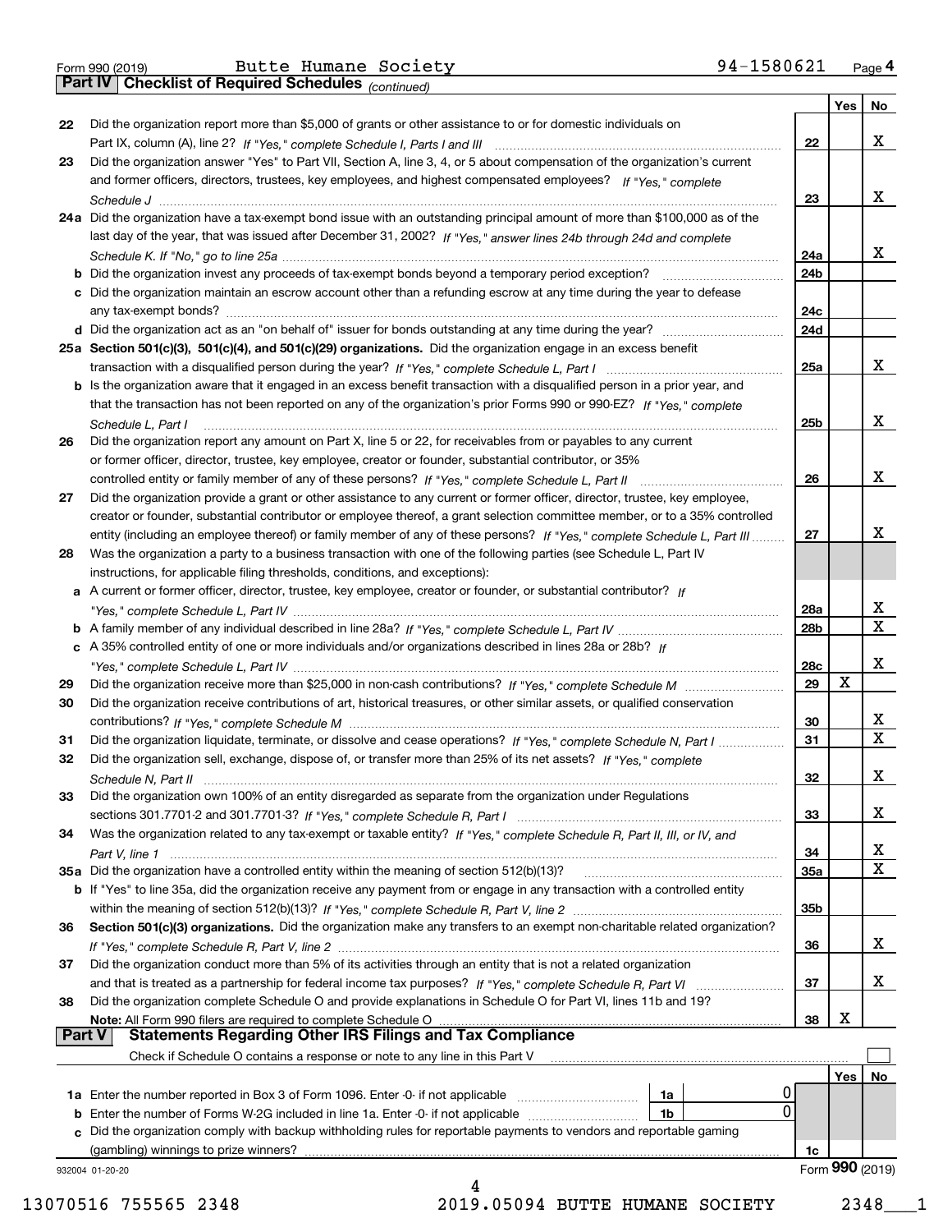Form 990 (2019) Butte Humane Society 94-1580621 Page **4**

## Part IV Checklist of Required Schedules *(continued)*

| | | | Yes | No |
|---|---|---|---|---|
| **22** | Did the organization report more than $5,000 of grants or other assistance to or for domestic individuals on Part IX, column (A), line 2? *If "Yes," complete Schedule I, Parts I and III* | 22 | | X |
| **23** | Did the organization answer "Yes" to Part VII, Section A, line 3, 4, or 5 about compensation of the organization's current and former officers, directors, trustees, key employees, and highest compensated employees? *If "Yes," complete Schedule J* | 23 | | X |
| **24a** | Did the organization have a tax-exempt bond issue with an outstanding principal amount of more than $100,000 as of the last day of the year, that was issued after December 31, 2002? *If "Yes," answer lines 24b through 24d and complete Schedule K. If "No," go to line 25a* | 24a | | X |
| **b** | Did the organization invest any proceeds of tax-exempt bonds beyond a temporary period exception? | 24b | | |
| **c** | Did the organization maintain an escrow account other than a refunding escrow at any time during the year to defease any tax-exempt bonds? | 24c | | |
| **d** | Did the organization act as an "on behalf of" issuer for bonds outstanding at any time during the year? | 24d | | |
| **25a** | **Section 501(c)(3), 501(c)(4), and 501(c)(29) organizations.** Did the organization engage in an excess benefit transaction with a disqualified person during the year? *If "Yes," complete Schedule L, Part I* | 25a | | X |
| **b** | Is the organization aware that it engaged in an excess benefit transaction with a disqualified person in a prior year, and that the transaction has not been reported on any of the organization's prior Forms 990 or 990-EZ? *If "Yes," complete Schedule L, Part I* | 25b | | X |
| **26** | Did the organization report any amount on Part X, line 5 or 22, for receivables from or payables to any current or former officer, director, trustee, key employee, creator or founder, substantial contributor, or 35% controlled entity or family member of any of these persons? *If "Yes," complete Schedule L, Part II* | 26 | | X |
| **27** | Did the organization provide a grant or other assistance to any current or former officer, director, trustee, key employee, creator or founder, substantial contributor or employee thereof, a grant selection committee member, or to a 35% controlled entity (including an employee thereof) or family member of any of these persons? *If "Yes," complete Schedule L, Part III* | 27 | | X |
| **28** | Was the organization a party to a business transaction with one of the following parties (see Schedule L, Part IV instructions, for applicable filing thresholds, conditions, and exceptions): | | | |
| **a** | A current or former officer, director, trustee, key employee, creator or founder, or substantial contributor? *If "Yes," complete Schedule L, Part IV* | 28a | | X |
| **b** | A family member of any individual described in line 28a? *If "Yes," complete Schedule L, Part IV* | 28b | | X |
| **c** | A 35% controlled entity of one or more individuals and/or organizations described in lines 28a or 28b? *If "Yes," complete Schedule L, Part IV* | 28c | | X |
| **29** | Did the organization receive more than $25,000 in non-cash contributions? *If "Yes," complete Schedule M* | 29 | X | |
| **30** | Did the organization receive contributions of art, historical treasures, or other similar assets, or qualified conservation contributions? *If "Yes," complete Schedule M* | 30 | | X |
| **31** | Did the organization liquidate, terminate, or dissolve and cease operations? *If "Yes," complete Schedule N, Part I* | 31 | | X |
| **32** | Did the organization sell, exchange, dispose of, or transfer more than 25% of its net assets? *If "Yes," complete Schedule N, Part II* | 32 | | X |
| **33** | Did the organization own 100% of an entity disregarded as separate from the organization under Regulations sections 301.7701-2 and 301.7701-3? *If "Yes," complete Schedule R, Part I* | 33 | | X |
| **34** | Was the organization related to any tax-exempt or taxable entity? *If "Yes," complete Schedule R, Part II, III, or IV, and Part V, line 1* | 34 | | X |
| **35a** | Did the organization have a controlled entity within the meaning of section 512(b)(13)? | 35a | | X |
| **b** | If "Yes" to line 35a, did the organization receive any payment from or engage in any transaction with a controlled entity within the meaning of section 512(b)(13)? *If "Yes," complete Schedule R, Part V, line 2* | 35b | | |
| **36** | **Section 501(c)(3) organizations.** Did the organization make any transfers to an exempt non-charitable related organization? *If "Yes," complete Schedule R, Part V, line 2* | 36 | | X |
| **37** | Did the organization conduct more than 5% of its activities through an entity that is not a related organization and that is treated as a partnership for federal income tax purposes? *If "Yes," complete Schedule R, Part VI* | 37 | | X |
| **38** | Did the organization complete Schedule O and provide explanations in Schedule O for Part VI, lines 11b and 19? **Note:** All Form 990 filers are required to complete Schedule O | 38 | X | |

## Part V Statements Regarding Other IRS Filings and Tax Compliance

Check if Schedule O contains a response or note to any line in this Part V ☐

| | | | | | Yes | No |
|---|---|---|---|---|---|---|
| **1a** | Enter the number reported in Box 3 of Form 1096. Enter -0- if not applicable | 1a | 0 | | | |
| **b** | Enter the number of Forms W-2G included in line 1a. Enter -0- if not applicable | 1b | 0 | | | |
| **c** | Did the organization comply with backup withholding rules for reportable payments to vendors and reportable gaming (gambling) winnings to prize winners? | | | 1c | | |

932004 01-20-20 Form **990** (2019)

13070516 755565 2348 2019.05094 BUTTE HUMANE SOCIETY 2348___1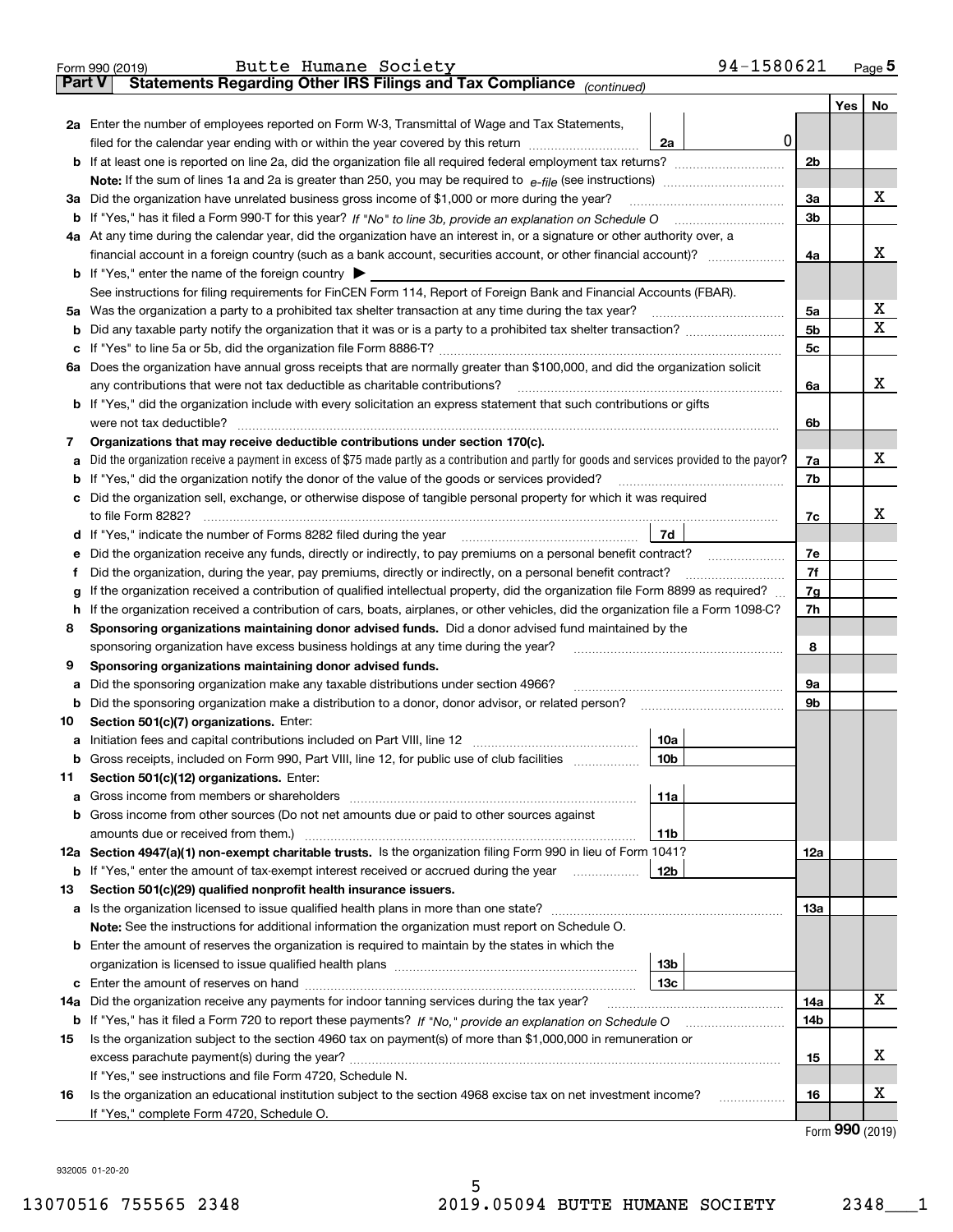Form 990 (2019) Butte Humane Society 94-1580621 Page **5**

## Part V Statements Regarding Other IRS Filings and Tax Compliance *(continued)*

| | | | | Yes | No |
|---|---|---|---|---|---|
| **2a** | Enter the number of employees reported on Form W-3, Transmittal of Wage and Tax Statements, filed for the calendar year ending with or within the year covered by this return | **2a** 0 | | | |
| **b** | If at least one is reported on line 2a, did the organization file all required federal employment tax returns? | | **2b** | | |
| | **Note:** If the sum of lines 1a and 2a is greater than 250, you may be required to *e-file* (see instructions) | | | | |
| **3a** | Did the organization have unrelated business gross income of $1,000 or more during the year? | | **3a** | | X |
| **b** | If "Yes," has it filed a Form 990-T for this year? *If "No" to line 3b, provide an explanation on Schedule O* | | **3b** | | |
| **4a** | At any time during the calendar year, did the organization have an interest in, or a signature or other authority over, a financial account in a foreign country (such as a bank account, securities account, or other financial account)? | | **4a** | | X |
| **b** | If "Yes," enter the name of the foreign country ▶ | | | | |
| | See instructions for filing requirements for FinCEN Form 114, Report of Foreign Bank and Financial Accounts (FBAR). | | | | |
| **5a** | Was the organization a party to a prohibited tax shelter transaction at any time during the tax year? | | **5a** | | X |
| **b** | Did any taxable party notify the organization that it was or is a party to a prohibited tax shelter transaction? | | **5b** | | X |
| **c** | If "Yes" to line 5a or 5b, did the organization file Form 8886-T? | | **5c** | | |
| **6a** | Does the organization have annual gross receipts that are normally greater than $100,000, and did the organization solicit any contributions that were not tax deductible as charitable contributions? | | **6a** | | X |
| **b** | If "Yes," did the organization include with every solicitation an express statement that such contributions or gifts were not tax deductible? | | **6b** | | |
| **7** | **Organizations that may receive deductible contributions under section 170(c).** | | | | |
| **a** | Did the organization receive a payment in excess of $75 made partly as a contribution and partly for goods and services provided to the payor? | | **7a** | | X |
| **b** | If "Yes," did the organization notify the donor of the value of the goods or services provided? | | **7b** | | |
| **c** | Did the organization sell, exchange, or otherwise dispose of tangible personal property for which it was required to file Form 8282? | | **7c** | | X |
| **d** | If "Yes," indicate the number of Forms 8282 filed during the year | **7d** | | | |
| **e** | Did the organization receive any funds, directly or indirectly, to pay premiums on a personal benefit contract? | | **7e** | | |
| **f** | Did the organization, during the year, pay premiums, directly or indirectly, on a personal benefit contract? | | **7f** | | |
| **g** | If the organization received a contribution of qualified intellectual property, did the organization file Form 8899 as required? | | **7g** | | |
| **h** | If the organization received a contribution of cars, boats, airplanes, or other vehicles, did the organization file a Form 1098-C? | | **7h** | | |
| **8** | **Sponsoring organizations maintaining donor advised funds.** Did a donor advised fund maintained by the sponsoring organization have excess business holdings at any time during the year? | | **8** | | |
| **9** | **Sponsoring organizations maintaining donor advised funds.** | | | | |
| **a** | Did the sponsoring organization make any taxable distributions under section 4966? | | **9a** | | |
| **b** | Did the sponsoring organization make a distribution to a donor, donor advisor, or related person? | | **9b** | | |
| **10** | **Section 501(c)(7) organizations.** Enter: | | | | |
| **a** | Initiation fees and capital contributions included on Part VIII, line 12 | **10a** | | | |
| **b** | Gross receipts, included on Form 990, Part VIII, line 12, for public use of club facilities | **10b** | | | |
| **11** | **Section 501(c)(12) organizations.** Enter: | | | | |
| **a** | Gross income from members or shareholders | **11a** | | | |
| **b** | Gross income from other sources (Do not net amounts due or paid to other sources against amounts due or received from them.) | **11b** | | | |
| **12a** | **Section 4947(a)(1) non-exempt charitable trusts.** Is the organization filing Form 990 in lieu of Form 1041? | | **12a** | | |
| **b** | If "Yes," enter the amount of tax-exempt interest received or accrued during the year | **12b** | | | |
| **13** | **Section 501(c)(29) qualified nonprofit health insurance issuers.** | | | | |
| **a** | Is the organization licensed to issue qualified health plans in more than one state? | | **13a** | | |
| | **Note:** See the instructions for additional information the organization must report on Schedule O. | | | | |
| **b** | Enter the amount of reserves the organization is required to maintain by the states in which the organization is licensed to issue qualified health plans | **13b** | | | |
| **c** | Enter the amount of reserves on hand | **13c** | | | |
| **14a** | Did the organization receive any payments for indoor tanning services during the tax year? | | **14a** | | X |
| **b** | If "Yes," has it filed a Form 720 to report these payments? *If "No," provide an explanation on Schedule O* | | **14b** | | |
| **15** | Is the organization subject to the section 4960 tax on payment(s) of more than $1,000,000 in remuneration or excess parachute payment(s) during the year? | | **15** | | X |
| | If "Yes," see instructions and file Form 4720, Schedule N. | | | | |
| **16** | Is the organization an educational institution subject to the section 4968 excise tax on net investment income? | | **16** | | X |
| | If "Yes," complete Form 4720, Schedule O. | | | | |

Form **990** (2019)

932005 01-20-20

13070516 755565 2348 2019.05094 BUTTE HUMANE SOCIETY 2348___1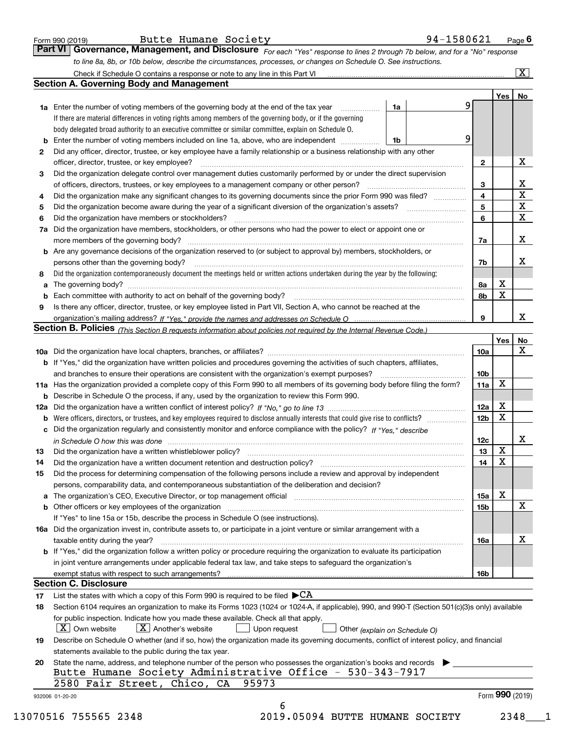Form 990 (2019) Butte Humane Society 94-1580621 Page 6

## Part VI Governance, Management, and Disclosure

*For each "Yes" response to lines 2 through 7b below, and for a "No" response to line 8a, 8b, or 10b below, describe the circumstances, processes, or changes on Schedule O. See instructions.*

Check if Schedule O contains a response or note to any line in this Part VI [X]

### Section A. Governing Body and Management

| | | | | Yes | No |
|---|---|---|---|---|---|
| **1a** | Enter the number of voting members of the governing body at the end of the tax year. If there are material differences in voting rights among members of the governing body, or if the governing body delegated broad authority to an executive committee or similar committee, explain on Schedule O. | 1a | 9 | | |
| **b** | Enter the number of voting members included on line 1a, above, who are independent | 1b | 9 | | |
| **2** | Did any officer, director, trustee, or key employee have a family relationship or a business relationship with any other officer, director, trustee, or key employee? | 2 | | | X |
| **3** | Did the organization delegate control over management duties customarily performed by or under the direct supervision of officers, directors, trustees, or key employees to a management company or other person? | 3 | | | X |
| **4** | Did the organization make any significant changes to its governing documents since the prior Form 990 was filed? | 4 | | | X |
| **5** | Did the organization become aware during the year of a significant diversion of the organization's assets? | 5 | | | X |
| **6** | Did the organization have members or stockholders? | 6 | | | X |
| **7a** | Did the organization have members, stockholders, or other persons who had the power to elect or appoint one or more members of the governing body? | 7a | | | X |
| **b** | Are any governance decisions of the organization reserved to (or subject to approval by) members, stockholders, or persons other than the governing body? | 7b | | | X |
| **8** | Did the organization contemporaneously document the meetings held or written actions undertaken during the year by the following: | | | | |
| **a** | The governing body? | 8a | | X | |
| **b** | Each committee with authority to act on behalf of the governing body? | 8b | | X | |
| **9** | Is there any officer, director, trustee, or key employee listed in Part VII, Section A, who cannot be reached at the organization's mailing address? *If "Yes," provide the names and addresses on Schedule O* | 9 | | | X |

### Section B. Policies *(This Section B requests information about policies not required by the Internal Revenue Code.)*

| | | | Yes | No |
|---|---|---|---|---|
| **10a** | Did the organization have local chapters, branches, or affiliates? | 10a | | X |
| **b** | If "Yes," did the organization have written policies and procedures governing the activities of such chapters, affiliates, and branches to ensure their operations are consistent with the organization's exempt purposes? | 10b | | |
| **11a** | Has the organization provided a complete copy of this Form 990 to all members of its governing body before filing the form? | 11a | X | |
| **b** | Describe in Schedule O the process, if any, used by the organization to review this Form 990. | | | |
| **12a** | Did the organization have a written conflict of interest policy? *If "No," go to line 13* | 12a | X | |
| **b** | Were officers, directors, or trustees, and key employees required to disclose annually interests that could give rise to conflicts? | 12b | X | |
| **c** | Did the organization regularly and consistently monitor and enforce compliance with the policy? *If "Yes," describe in Schedule O how this was done* | 12c | | X |
| **13** | Did the organization have a written whistleblower policy? | 13 | X | |
| **14** | Did the organization have a written document retention and destruction policy? | 14 | X | |
| **15** | Did the process for determining compensation of the following persons include a review and approval by independent persons, comparability data, and contemporaneous substantiation of the deliberation and decision? | | | |
| **a** | The organization's CEO, Executive Director, or top management official | 15a | X | |
| **b** | Other officers or key employees of the organization | 15b | | X |
| | If "Yes" to line 15a or 15b, describe the process in Schedule O (see instructions). | | | |
| **16a** | Did the organization invest in, contribute assets to, or participate in a joint venture or similar arrangement with a taxable entity during the year? | 16a | | X |
| **b** | If "Yes," did the organization follow a written policy or procedure requiring the organization to evaluate its participation in joint venture arrangements under applicable federal tax law, and take steps to safeguard the organization's exempt status with respect to such arrangements? | 16b | | |

### Section C. Disclosure

**17** List the states with which a copy of this Form 990 is required to be filed ▶CA

**18** Section 6104 requires an organization to make its Forms 1023 (1024 or 1024-A, if applicable), 990, and 990-T (Section 501(c)(3)s only) available for public inspection. Indicate how you made these available. Check all that apply.

[X] Own website [X] Another's website [ ] Upon request [ ] Other *(explain on Schedule O)*

**19** Describe on Schedule O whether (and if so, how) the organization made its governing documents, conflict of interest policy, and financial statements available to the public during the tax year.

**20** State the name, address, and telephone number of the person who possesses the organization's books and records ▶

Butte Humane Society Administrative Office - 530-343-7917
2580 Fair Street, Chico, CA 95973

932006 01-20-20 Form **990** (2019)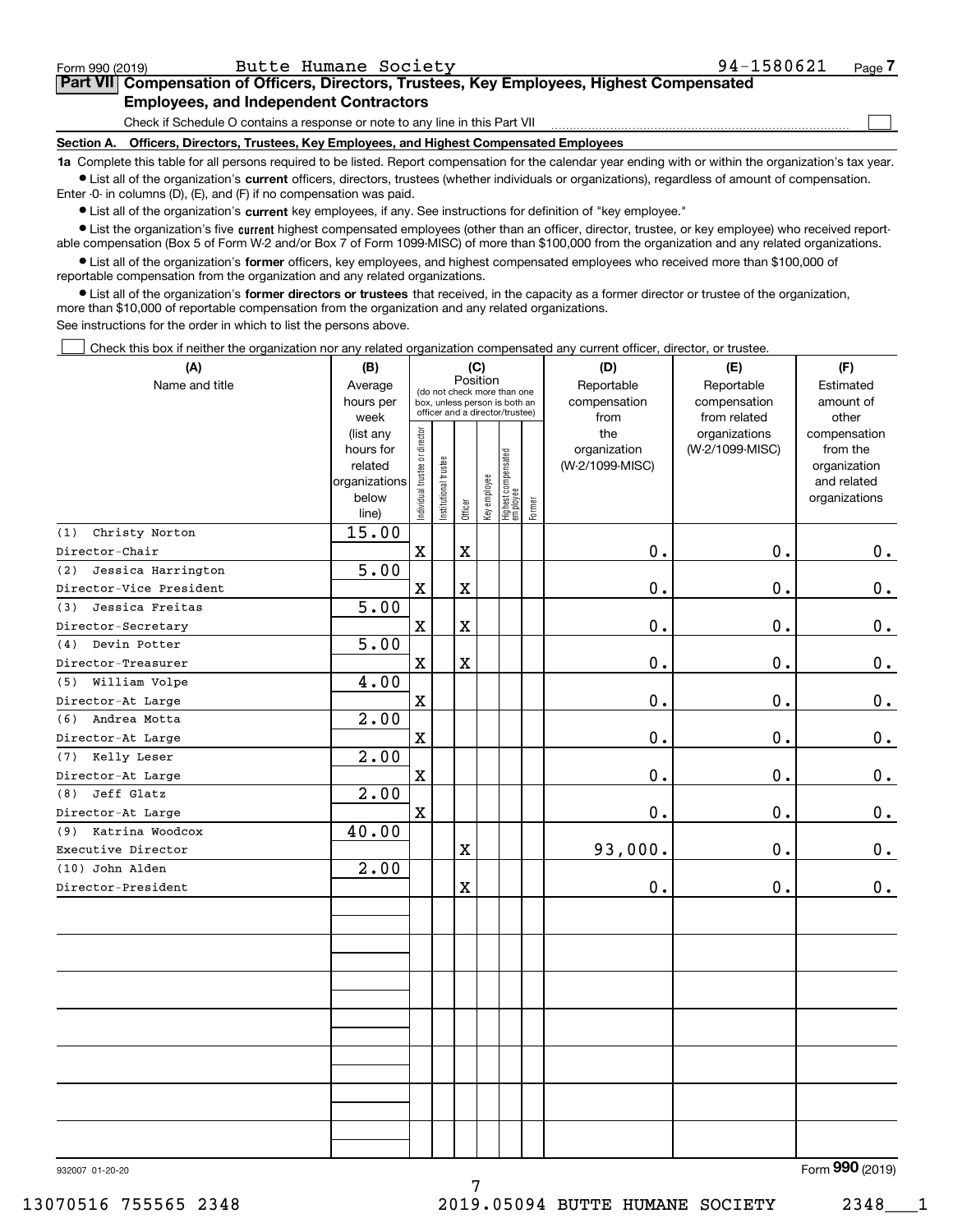Form 990 (2019) Butte Humane Society 94-1580621

## Part VII Compensation of Officers, Directors, Trustees, Key Employees, Highest Compensated Employees, and Independent Contractors

Check if Schedule O contains a response or note to any line in this Part VII ☐

### Section A. Officers, Directors, Trustees, Key Employees, and Highest Compensated Employees

**1a** Complete this table for all persons required to be listed. Report compensation for the calendar year ending with or within the organization's tax year.

- List all of the organization's **current** officers, directors, trustees (whether individuals or organizations), regardless of amount of compensation. Enter -0- in columns (D), (E), and (F) if no compensation was paid.
- List all of the organization's **current** key employees, if any. See instructions for definition of "key employee."
- List the organization's five **current** highest compensated employees (other than an officer, director, trustee, or key employee) who received reportable compensation (Box 5 of Form W-2 and/or Box 7 of Form 1099-MISC) of more than $100,000 from the organization and any related organizations.
- List all of the organization's **former** officers, key employees, and highest compensated employees who received more than $100,000 of reportable compensation from the organization and any related organizations.
- List all of the organization's **former directors or trustees** that received, in the capacity as a former director or trustee of the organization, more than $10,000 of reportable compensation from the organization and any related organizations.

See instructions for the order in which to list the persons above.

☐ Check this box if neither the organization nor any related organization compensated any current officer, director, or trustee.

| (A) Name and title | (B) Average hours per week (list any hours for related organizations below line) | (C) Position: Individual trustee or director | Institutional trustee | Officer | Key employee | Highest compensated employee | Former | (D) Reportable compensation from the organization (W-2/1099-MISC) | (E) Reportable compensation from related organizations (W-2/1099-MISC) | (F) Estimated amount of other compensation from the organization and related organizations |
|---|---|---|---|---|---|---|---|---|---|---|
| (1) Christy Norton<br>Director-Chair | 15.00 | X | | X | | | | 0. | 0. | 0. |
| (2) Jessica Harrington<br>Director-Vice President | 5.00 | X | | X | | | | 0. | 0. | 0. |
| (3) Jessica Freitas<br>Director-Secretary | 5.00 | X | | X | | | | 0. | 0. | 0. |
| (4) Devin Potter<br>Director-Treasurer | 5.00 | X | | X | | | | 0. | 0. | 0. |
| (5) William Volpe<br>Director-At Large | 4.00 | X | | | | | | 0. | 0. | 0. |
| (6) Andrea Motta<br>Director-At Large | 2.00 | X | | | | | | 0. | 0. | 0. |
| (7) Kelly Leser<br>Director-At Large | 2.00 | X | | | | | | 0. | 0. | 0. |
| (8) Jeff Glatz<br>Director-At Large | 2.00 | X | | | | | | 0. | 0. | 0. |
| (9) Katrina Woodcox<br>Executive Director | 40.00 | | | X | | | | 93,000. | 0. | 0. |
| (10) John Alden<br>Director-President | 2.00 | | | X | | | | 0. | 0. | 0. |

932007 01-20-20 Form **990** (2019)

13070516 755565 2348 2019.05094 BUTTE HUMANE SOCIETY 2348___1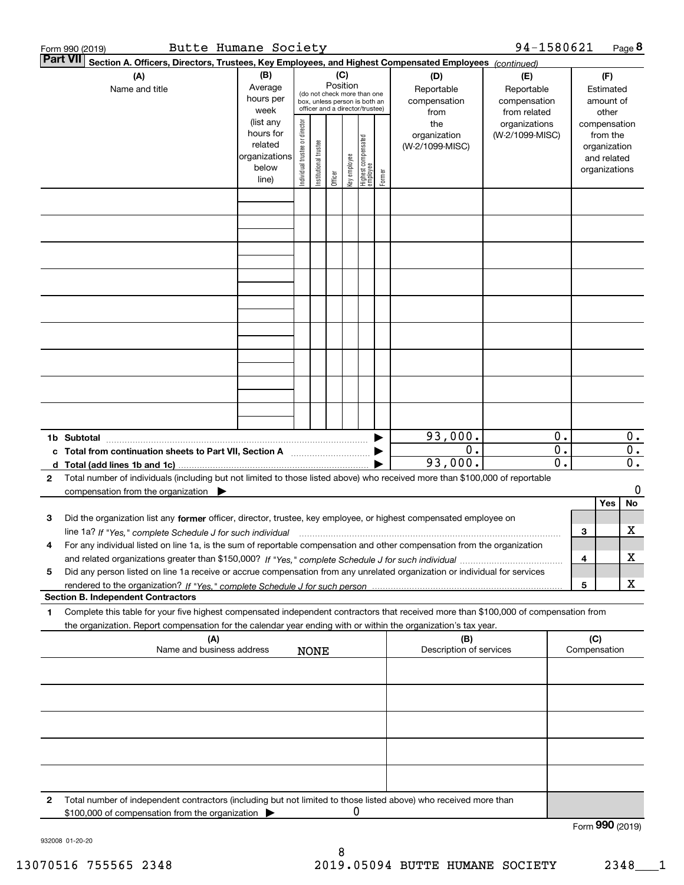Form 990 (2019) Butte Humane Society 94-1580621 Page **8**

**Part VII** **Section A. Officers, Directors, Trustees, Key Employees, and Highest Compensated Employees** *(continued)*

| (A) Name and title | (B) Average hours per week (list any hours for related organizations below line) | (C) Position (do not check more than one box, unless person is both an officer and a director/trustee): Individual trustee or director | Institutional trustee | Officer | Key employee | Highest compensated employee | Former | (D) Reportable compensation from the organization (W-2/1099-MISC) | (E) Reportable compensation from related organizations (W-2/1099-MISC) | (F) Estimated amount of other compensation from the organization and related organizations |
|---|---|---|---|---|---|---|---|---|---|---|
| | | | | | | | | | | |
| | | | | | | | | | | |
| | | | | | | | | | | |
| | | | | | | | | | | |
| | | | | | | | | | | |
| | | | | | | | | | | |
| | | | | | | | | | | |
| | | | | | | | | | | |
| | | | | | | | | | | |
| **1b Subtotal** | | | | | | | ▶ | 93,000. | 0. | 0. |
| **c Total from continuation sheets to Part VII, Section A** | | | | | | | ▶ | 0. | 0. | 0. |
| **d Total (add lines 1b and 1c)** | | | | | | | ▶ | 93,000. | 0. | 0. |

**2** Total number of individuals (including but not limited to those listed above) who received more than $100,000 of reportable compensation from the organization ▶ 0

| | | | Yes | No |
|---|---|---|---|---|
| **3** | Did the organization list any **former** officer, director, trustee, key employee, or highest compensated employee on line 1a? *If "Yes," complete Schedule J for such individual* | 3 | | X |
| **4** | For any individual listed on line 1a, is the sum of reportable compensation and other compensation from the organization and related organizations greater than $150,000? *If "Yes," complete Schedule J for such individual* | 4 | | X |
| **5** | Did any person listed on line 1a receive or accrue compensation from any unrelated organization or individual for services rendered to the organization? *If "Yes," complete Schedule J for such person* | 5 | | X |

**Section B. Independent Contractors**

**1** Complete this table for your five highest compensated independent contractors that received more than $100,000 of compensation from the organization. Report compensation for the calendar year ending with or within the organization's tax year.

| (A) Name and business address | (B) Description of services | (C) Compensation |
|---|---|---|
| NONE | | |
| | | |
| | | |
| | | |
| | | |

**2** Total number of independent contractors (including but not limited to those listed above) who received more than $100,000 of compensation from the organization ▶ 0

Form **990** (2019)

932008 01-20-20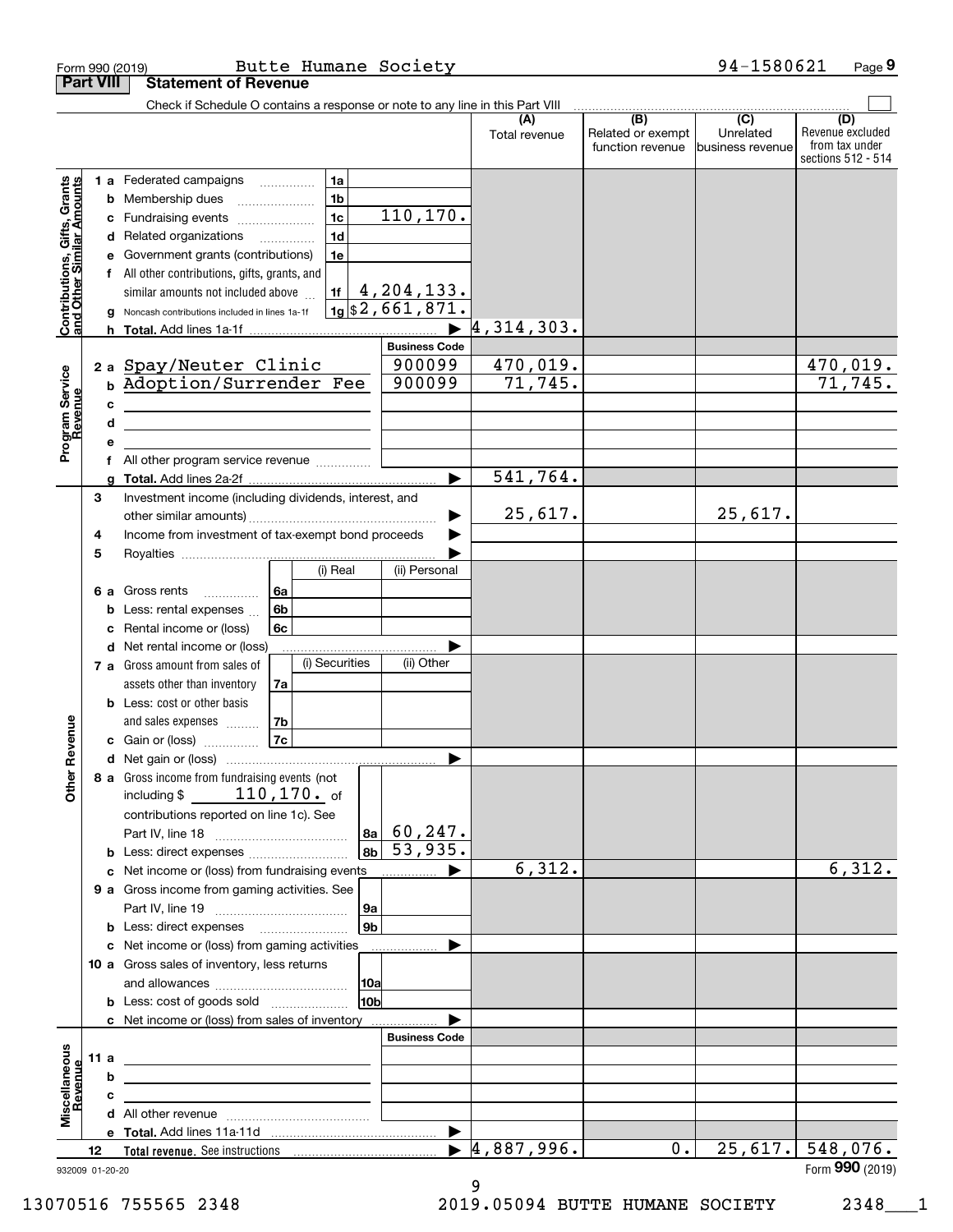Form 990 (2019) Butte Humane Society 94-1580621 Page **9**

## Part VIII Statement of Revenue

Check if Schedule O contains a response or note to any line in this Part VIII ☐

| | | | | (A) Total revenue | (B) Related or exempt function revenue | (C) Unrelated business revenue | (D) Revenue excluded from tax under sections 512 - 514 |
|---|---|---|---|---|---|---|---|
| **Contributions, Gifts, Grants and Other Similar Amounts** | 1 a Federated campaigns | 1a | | | | | |
| | b Membership dues | 1b | | | | | |
| | c Fundraising events | 1c | 110,170. | | | | |
| | d Related organizations | 1d | | | | | |
| | e Government grants (contributions) | 1e | | | | | |
| | f All other contributions, gifts, grants, and similar amounts not included above | 1f | 4,204,133. | | | | |
| | g Noncash contributions included in lines 1a-1f | 1g | $2,661,871. | | | | |
| | h **Total.** Add lines 1a-1f | | ▶ | 4,314,303. | | | |
| | | | **Business Code** | | | | |
| **Program Service Revenue** | 2 a Spay/Neuter Clinic | | 900099 | 470,019. | | | 470,019. |
| | b Adoption/Surrender Fee | | 900099 | 71,745. | | | 71,745. |
| | c | | | | | | |
| | d | | | | | | |
| | e | | | | | | |
| | f All other program service revenue | | | | | | |
| | g **Total.** Add lines 2a-2f | | ▶ | 541,764. | | | |
| **Other Revenue** | 3 Investment income (including dividends, interest, and other similar amounts) | | ▶ | 25,617. | | 25,617. | |
| | 4 Income from investment of tax-exempt bond proceeds | | ▶ | | | | |
| | 5 Royalties | | ▶ | | | | |
| | | | (i) Real / (ii) Personal | | | | |
| | 6 a Gross rents | 6a | | | | | |
| | b Less: rental expenses | 6b | | | | | |
| | c Rental income or (loss) | 6c | | | | | |
| | d Net rental income or (loss) | | ▶ | | | | |
| | | | (i) Securities / (ii) Other | | | | |
| | 7 a Gross amount from sales of assets other than inventory | 7a | | | | | |
| | b Less: cost or other basis and sales expenses | 7b | | | | | |
| | c Gain or (loss) | 7c | | | | | |
| | d Net gain or (loss) | | ▶ | | | | |
| | 8 a Gross income from fundraising events (not including $ 110,170. of contributions reported on line 1c). See Part IV, line 18 | 8a | 60,247. | | | | |
| | b Less: direct expenses | 8b | 53,935. | | | | |
| | c Net income or (loss) from fundraising events | | ▶ | 6,312. | | | 6,312. |
| | 9 a Gross income from gaming activities. See Part IV, line 19 | 9a | | | | | |
| | b Less: direct expenses | 9b | | | | | |
| | c Net income or (loss) from gaming activities | | ▶ | | | | |
| | 10 a Gross sales of inventory, less returns and allowances | 10a | | | | | |
| | b Less: cost of goods sold | 10b | | | | | |
| | c Net income or (loss) from sales of inventory | | ▶ | | | | |
| | | | **Business Code** | | | | |
| **Miscellaneous Revenue** | 11 a | | | | | | |
| | b | | | | | | |
| | c | | | | | | |
| | d All other revenue | | | | | | |
| | e **Total.** Add lines 11a-11d | | ▶ | | | | |
| | 12 **Total revenue.** See instructions | | ▶ | 4,887,996. | 0. | 25,617. | 548,076. |

932009 01-20-20

Form **990** (2019)

13070516 755565 2348 2019.05094 BUTTE HUMANE SOCIETY 2348___1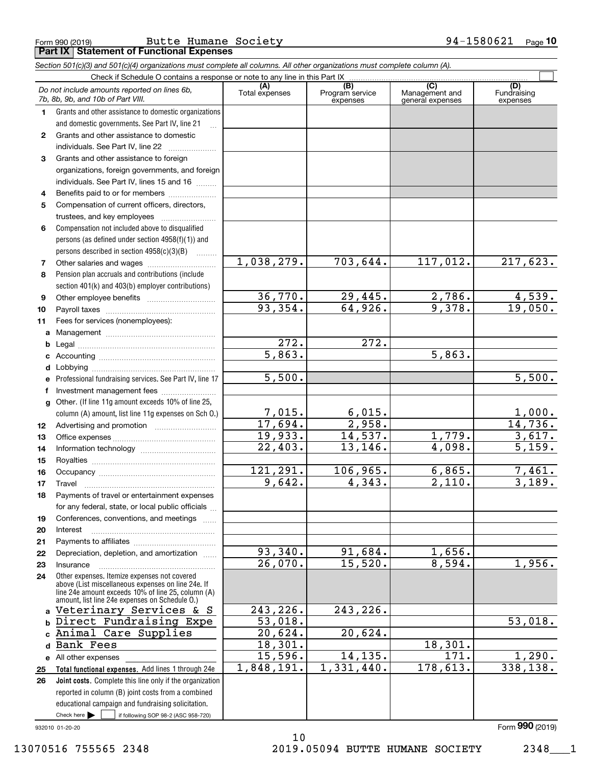Form 990 (2019) Butte Humane Society 94-1580621 Page **10**

## Part IX Statement of Functional Expenses

*Section 501(c)(3) and 501(c)(4) organizations must complete all columns. All other organizations must complete column (A).*

Check if Schedule O contains a response or note to any line in this Part IX ☐

| | *Do not include amounts reported on lines 6b, 7b, 8b, 9b, and 10b of Part VIII.* | (A) Total expenses | (B) Program service expenses | (C) Management and general expenses | (D) Fundraising expenses |
|---|---|---|---|---|---|
| 1 | Grants and other assistance to domestic organizations and domestic governments. See Part IV, line 21 | | | | |
| 2 | Grants and other assistance to domestic individuals. See Part IV, line 22 | | | | |
| 3 | Grants and other assistance to foreign organizations, foreign governments, and foreign individuals. See Part IV, lines 15 and 16 | | | | |
| 4 | Benefits paid to or for members | | | | |
| 5 | Compensation of current officers, directors, trustees, and key employees | | | | |
| 6 | Compensation not included above to disqualified persons (as defined under section 4958(f)(1)) and persons described in section 4958(c)(3)(B) | | | | |
| 7 | Other salaries and wages | 1,038,279. | 703,644. | 117,012. | 217,623. |
| 8 | Pension plan accruals and contributions (include section 401(k) and 403(b) employer contributions) | | | | |
| 9 | Other employee benefits | 36,770. | 29,445. | 2,786. | 4,539. |
| 10 | Payroll taxes | 93,354. | 64,926. | 9,378. | 19,050. |
| 11 | Fees for services (nonemployees): | | | | |
| a | Management | | | | |
| b | Legal | 272. | 272. | | |
| c | Accounting | 5,863. | | 5,863. | |
| d | Lobbying | | | | |
| e | Professional fundraising services. See Part IV, line 17 | 5,500. | | | 5,500. |
| f | Investment management fees | | | | |
| g | Other. (If line 11g amount exceeds 10% of line 25, column (A) amount, list line 11g expenses on Sch O.) | 7,015. | 6,015. | | 1,000. |
| 12 | Advertising and promotion | 17,694. | 2,958. | | 14,736. |
| 13 | Office expenses | 19,933. | 14,537. | 1,779. | 3,617. |
| 14 | Information technology | 22,403. | 13,146. | 4,098. | 5,159. |
| 15 | Royalties | | | | |
| 16 | Occupancy | 121,291. | 106,965. | 6,865. | 7,461. |
| 17 | Travel | 9,642. | 4,343. | 2,110. | 3,189. |
| 18 | Payments of travel or entertainment expenses for any federal, state, or local public officials | | | | |
| 19 | Conferences, conventions, and meetings | | | | |
| 20 | Interest | | | | |
| 21 | Payments to affiliates | | | | |
| 22 | Depreciation, depletion, and amortization | 93,340. | 91,684. | 1,656. | |
| 23 | Insurance | 26,070. | 15,520. | 8,594. | 1,956. |
| 24 | Other expenses. Itemize expenses not covered above (List miscellaneous expenses on line 24e. If line 24e amount exceeds 10% of line 25, column (A) amount, list line 24e expenses on Schedule O.) | | | | |
| a | Veterinary Services & S | 243,226. | 243,226. | | |
| b | Direct Fundraising Expe | 53,018. | | | 53,018. |
| c | Animal Care Supplies | 20,624. | 20,624. | | |
| d | Bank Fees | 18,301. | | 18,301. | |
| e | All other expenses | 15,596. | 14,135. | 171. | 1,290. |
| 25 | **Total functional expenses.** Add lines 1 through 24e | 1,848,191. | 1,331,440. | 178,613. | 338,138. |
| 26 | **Joint costs.** Complete this line only if the organization reported in column (B) joint costs from a combined educational campaign and fundraising solicitation. Check here ☐ if following SOP 98-2 (ASC 958-720) | | | | |

932010 01-20-20 Form **990** (2019)

13070516 755565 2348 2019.05094 BUTTE HUMANE SOCIETY 2348___1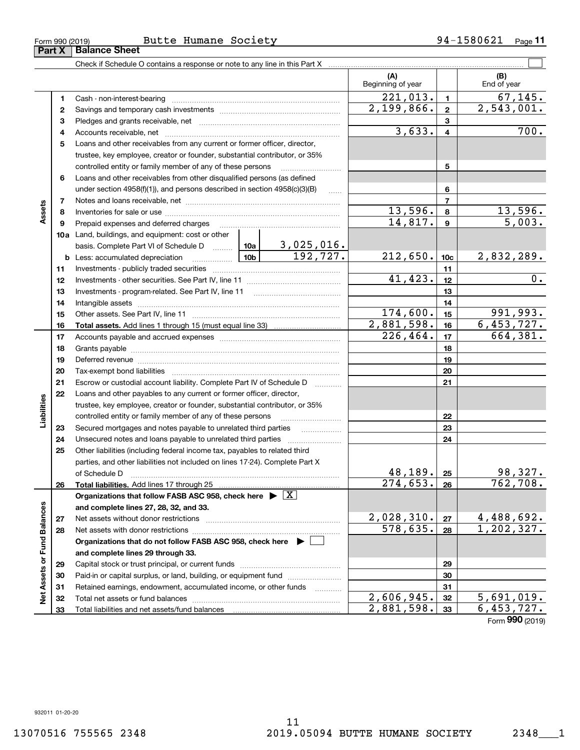Form 990 (2019) Butte Humane Society 94-1580621 Page **11**

## Part X Balance Sheet

Check if Schedule O contains a response or note to any line in this Part X ☐

| | | | | (A) Beginning of year | | (B) End of year |
|---|---|---|---|---|---|---|
| **Assets** | 1 | Cash - non-interest-bearing | | 221,013. | 1 | 67,145. |
| | 2 | Savings and temporary cash investments | | 2,199,866. | 2 | 2,543,001. |
| | 3 | Pledges and grants receivable, net | | | 3 | |
| | 4 | Accounts receivable, net | | 3,633. | 4 | 700. |
| | 5 | Loans and other receivables from any current or former officer, director, trustee, key employee, creator or founder, substantial contributor, or 35% controlled entity or family member of any of these persons | | | 5 | |
| | 6 | Loans and other receivables from other disqualified persons (as defined under section 4958(f)(1)), and persons described in section 4958(c)(3)(B) | | | 6 | |
| | 7 | Notes and loans receivable, net | | | 7 | |
| | 8 | Inventories for sale or use | | 13,596. | 8 | 13,596. |
| | 9 | Prepaid expenses and deferred charges | | 14,817. | 9 | 5,003. |
| | 10a | Land, buildings, and equipment: cost or other basis. Complete Part VI of Schedule D | 10a 3,025,016. | | | |
| | b | Less: accumulated depreciation | 10b 192,727. | 212,650. | 10c | 2,832,289. |
| | 11 | Investments - publicly traded securities | | | 11 | |
| | 12 | Investments - other securities. See Part IV, line 11 | | 41,423. | 12 | 0. |
| | 13 | Investments - program-related. See Part IV, line 11 | | | 13 | |
| | 14 | Intangible assets | | | 14 | |
| | 15 | Other assets. See Part IV, line 11 | | 174,600. | 15 | 991,993. |
| | 16 | **Total assets.** Add lines 1 through 15 (must equal line 33) | | 2,881,598. | 16 | 6,453,727. |
| **Liabilities** | 17 | Accounts payable and accrued expenses | | 226,464. | 17 | 664,381. |
| | 18 | Grants payable | | | 18 | |
| | 19 | Deferred revenue | | | 19 | |
| | 20 | Tax-exempt bond liabilities | | | 20 | |
| | 21 | Escrow or custodial account liability. Complete Part IV of Schedule D | | | 21 | |
| | 22 | Loans and other payables to any current or former officer, director, trustee, key employee, creator or founder, substantial contributor, or 35% controlled entity or family member of any of these persons | | | 22 | |
| | 23 | Secured mortgages and notes payable to unrelated third parties | | | 23 | |
| | 24 | Unsecured notes and loans payable to unrelated third parties | | | 24 | |
| | 25 | Other liabilities (including federal income tax, payables to related third parties, and other liabilities not included on lines 17-24). Complete Part X of Schedule D | | 48,189. | 25 | 98,327. |
| | 26 | **Total liabilities.** Add lines 17 through 25 | | 274,653. | 26 | 762,708. |
| **Net Assets or Fund Balances** | | **Organizations that follow FASB ASC 958, check here ▶ ☒ and complete lines 27, 28, 32, and 33.** | | | | |
| | 27 | Net assets without donor restrictions | | 2,028,310. | 27 | 4,488,692. |
| | 28 | Net assets with donor restrictions | | 578,635. | 28 | 1,202,327. |
| | | **Organizations that do not follow FASB ASC 958, check here ▶ ☐ and complete lines 29 through 33.** | | | | |
| | 29 | Capital stock or trust principal, or current funds | | | 29 | |
| | 30 | Paid-in or capital surplus, or land, building, or equipment fund | | | 30 | |
| | 31 | Retained earnings, endowment, accumulated income, or other funds | | | 31 | |
| | 32 | Total net assets or fund balances | | 2,606,945. | 32 | 5,691,019. |
| | 33 | Total liabilities and net assets/fund balances | | 2,881,598. | 33 | 6,453,727. |

Form **990** (2019)

932011 01-20-20

13070516 755565 2348 2019.05094 BUTTE HUMANE SOCIETY 2348___1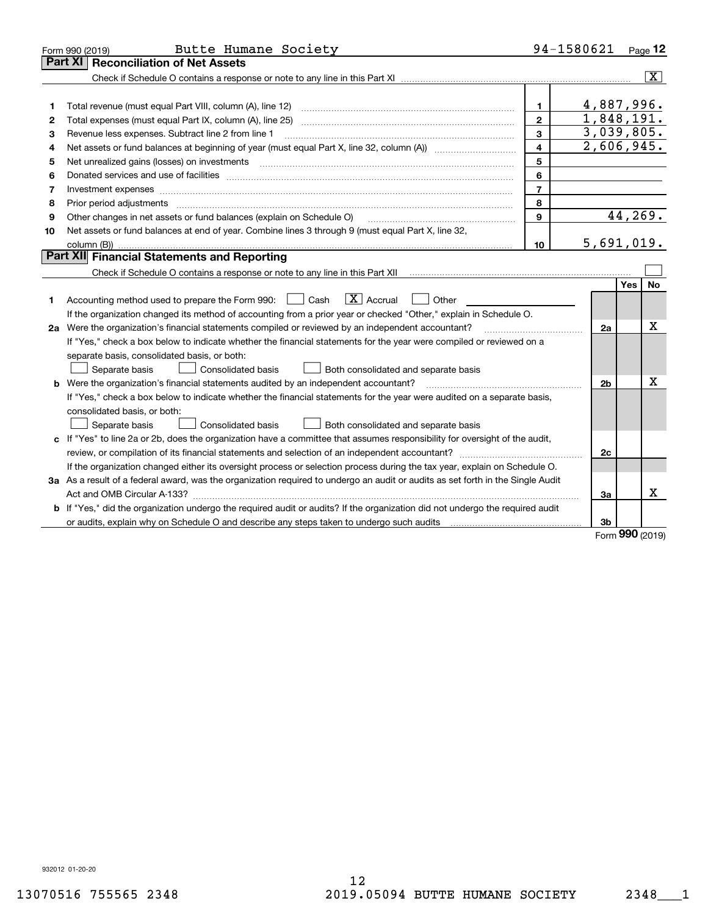Form 990 (2019) Butte Humane Society 94-1580621 Page **12**

## Part XI Reconciliation of Net Assets

Check if Schedule O contains a response or note to any line in this Part XI .......... [X]

| | | | |
|---|---|---|---|
| 1 | Total revenue (must equal Part VIII, column (A), line 12) | 1 | 4,887,996. |
| 2 | Total expenses (must equal Part IX, column (A), line 25) | 2 | 1,848,191. |
| 3 | Revenue less expenses. Subtract line 2 from line 1 | 3 | 3,039,805. |
| 4 | Net assets or fund balances at beginning of year (must equal Part X, line 32, column (A)) | 4 | 2,606,945. |
| 5 | Net unrealized gains (losses) on investments | 5 | |
| 6 | Donated services and use of facilities | 6 | |
| 7 | Investment expenses | 7 | |
| 8 | Prior period adjustments | 8 | |
| 9 | Other changes in net assets or fund balances (explain on Schedule O) | 9 | 44,269. |
| 10 | Net assets or fund balances at end of year. Combine lines 3 through 9 (must equal Part X, line 32, column (B)) | 10 | 5,691,019. |

## Part XII Financial Statements and Reporting

Check if Schedule O contains a response or note to any line in this Part XII .......... [ ]

| | | | Yes | No |
|---|---|---|---|---|
| 1 | Accounting method used to prepare the Form 990: [ ] Cash [X] Accrual [ ] Other<br>If the organization changed its method of accounting from a prior year or checked "Other," explain in Schedule O. | | | |
| 2a | Were the organization's financial statements compiled or reviewed by an independent accountant?<br>If "Yes," check a box below to indicate whether the financial statements for the year were compiled or reviewed on a separate basis, consolidated basis, or both:<br>[ ] Separate basis [ ] Consolidated basis [ ] Both consolidated and separate basis | 2a | | X |
| b | Were the organization's financial statements audited by an independent accountant?<br>If "Yes," check a box below to indicate whether the financial statements for the year were audited on a separate basis, consolidated basis, or both:<br>[ ] Separate basis [ ] Consolidated basis [ ] Both consolidated and separate basis | 2b | | X |
| c | If "Yes" to line 2a or 2b, does the organization have a committee that assumes responsibility for oversight of the audit, review, or compilation of its financial statements and selection of an independent accountant?<br>If the organization changed either its oversight process or selection process during the tax year, explain on Schedule O. | 2c | | |
| 3a | As a result of a federal award, was the organization required to undergo an audit or audits as set forth in the Single Audit Act and OMB Circular A-133? | 3a | | X |
| b | If "Yes," did the organization undergo the required audit or audits? If the organization did not undergo the required audit or audits, explain why on Schedule O and describe any steps taken to undergo such audits | 3b | | |

Form **990** (2019)

932012 01-20-20

13070516 755565 2348 2019.05094 BUTTE HUMANE SOCIETY 2348___1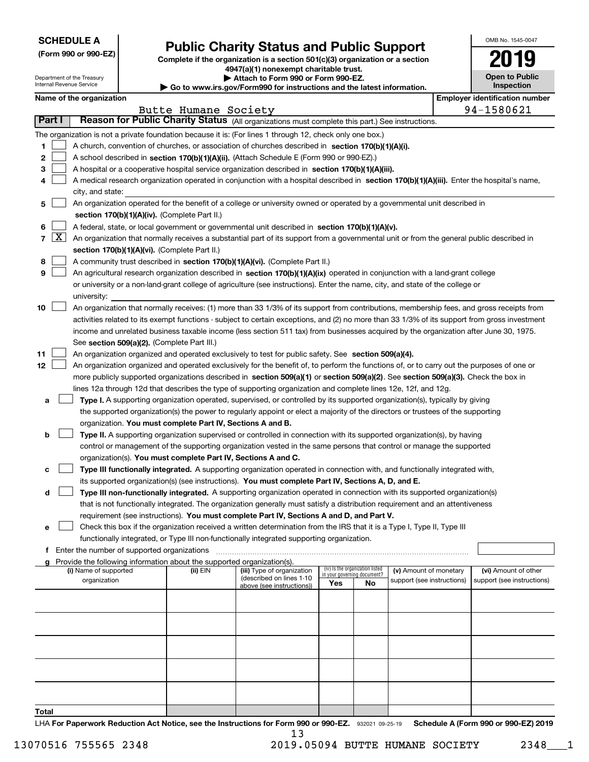**SCHEDULE A**
**(Form 990 or 990-EZ)**

Department of the Treasury
Internal Revenue Service

# Public Charity Status and Public Support

**Complete if the organization is a section 501(c)(3) organization or a section 4947(a)(1) nonexempt charitable trust.**
**▶ Attach to Form 990 or Form 990-EZ.**
**▶ Go to www.irs.gov/Form990 for instructions and the latest information.**

OMB No. 1545-0047

**2019**

**Open to Public Inspection**

**Name of the organization:** Butte Humane Society
**Employer identification number:** 94-1580621

## Part I — Reason for Public Charity Status (All organizations must complete this part.) See instructions.

The organization is not a private foundation because it is: (For lines 1 through 12, check only one box.)

1. [ ] A church, convention of churches, or association of churches described in **section 170(b)(1)(A)(i).**
2. [ ] A school described in **section 170(b)(1)(A)(ii).** (Attach Schedule E (Form 990 or 990-EZ).)
3. [ ] A hospital or a cooperative hospital service organization described in **section 170(b)(1)(A)(iii).**
4. [ ] A medical research organization operated in conjunction with a hospital described in **section 170(b)(1)(A)(iii).** Enter the hospital's name, city, and state:
5. [ ] An organization operated for the benefit of a college or university owned or operated by a governmental unit described in **section 170(b)(1)(A)(iv).** (Complete Part II.)
6. [ ] A federal, state, or local government or governmental unit described in **section 170(b)(1)(A)(v).**
7. [X] An organization that normally receives a substantial part of its support from a governmental unit or from the general public described in **section 170(b)(1)(A)(vi).** (Complete Part II.)
8. [ ] A community trust described in **section 170(b)(1)(A)(vi).** (Complete Part II.)
9. [ ] An agricultural research organization described in **section 170(b)(1)(A)(ix)** operated in conjunction with a land-grant college or university or a non-land-grant college of agriculture (see instructions). Enter the name, city, and state of the college or university:
10. [ ] An organization that normally receives: (1) more than 33 1/3% of its support from contributions, membership fees, and gross receipts from activities related to its exempt functions - subject to certain exceptions, and (2) no more than 33 1/3% of its support from gross investment income and unrelated business taxable income (less section 511 tax) from businesses acquired by the organization after June 30, 1975. See **section 509(a)(2).** (Complete Part III.)
11. [ ] An organization organized and operated exclusively to test for public safety. See **section 509(a)(4).**
12. [ ] An organization organized and operated exclusively for the benefit of, to perform the functions of, or to carry out the purposes of one or more publicly supported organizations described in **section 509(a)(1)** or **section 509(a)(2)**. See **section 509(a)(3).** Check the box in lines 12a through 12d that describes the type of supporting organization and complete lines 12e, 12f, and 12g.
   - **a** [ ] **Type I.** A supporting organization operated, supervised, or controlled by its supported organization(s), typically by giving the supported organization(s) the power to regularly appoint or elect a majority of the directors or trustees of the supporting organization. **You must complete Part IV, Sections A and B.**
   - **b** [ ] **Type II.** A supporting organization supervised or controlled in connection with its supported organization(s), by having control or management of the supporting organization vested in the same persons that control or manage the supported organization(s). **You must complete Part IV, Sections A and C.**
   - **c** [ ] **Type III functionally integrated.** A supporting organization operated in connection with, and functionally integrated with, its supported organization(s) (see instructions). **You must complete Part IV, Sections A, D, and E.**
   - **d** [ ] **Type III non-functionally integrated.** A supporting organization operated in connection with its supported organization(s) that is not functionally integrated. The organization generally must satisfy a distribution requirement and an attentiveness requirement (see instructions). **You must complete Part IV, Sections A and D, and Part V.**
   - **e** [ ] Check this box if the organization received a written determination from the IRS that it is a Type I, Type II, Type III functionally integrated, or Type III non-functionally integrated supporting organization.
   - **f** Enter the number of supported organizations
   - **g** Provide the following information about the supported organization(s).

| (i) Name of supported organization | (ii) EIN | (iii) Type of organization (described on lines 1-10 above (see instructions)) | (iv) Is the organization listed in your governing document? Yes | No | (v) Amount of monetary support (see instructions) | (vi) Amount of other support (see instructions) |
|---|---|---|---|---|---|---|
| | | | | | | |
| | | | | | | |
| | | | | | | |
| | | | | | | |
| | | | | | | |
| **Total** | | | | | | |

LHA **For Paperwork Reduction Act Notice, see the Instructions for Form 990 or 990-EZ.** 932021 09-25-19 **Schedule A (Form 990 or 990-EZ) 2019**

13070516 755565 2348 2019.05094 BUTTE HUMANE SOCIETY 2348___1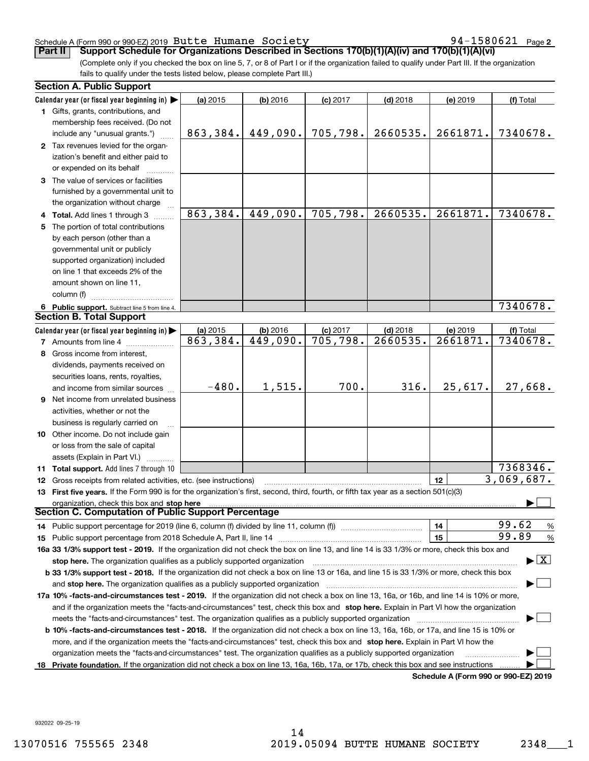Schedule A (Form 990 or 990-EZ) 2019 Butte Humane Society 94-1580621 Page 2

**Part II** **Support Schedule for Organizations Described in Sections 170(b)(1)(A)(iv) and 170(b)(1)(A)(vi)**

(Complete only if you checked the box on line 5, 7, or 8 of Part I or if the organization failed to qualify under Part III. If the organization fails to qualify under the tests listed below, please complete Part III.)

### Section A. Public Support

| Calendar year (or fiscal year beginning in) ▶ | (a) 2015 | (b) 2016 | (c) 2017 | (d) 2018 | (e) 2019 | (f) Total |
|---|---|---|---|---|---|---|
| **1** Gifts, grants, contributions, and membership fees received. (Do not include any "unusual grants.") | 863,384. | 449,090. | 705,798. | 2660535. | 2661871. | 7340678. |
| **2** Tax revenues levied for the organization's benefit and either paid to or expended on its behalf | | | | | | |
| **3** The value of services or facilities furnished by a governmental unit to the organization without charge | | | | | | |
| **4 Total.** Add lines 1 through 3 | 863,384. | 449,090. | 705,798. | 2660535. | 2661871. | 7340678. |
| **5** The portion of total contributions by each person (other than a governmental unit or publicly supported organization) included on line 1 that exceeds 2% of the amount shown on line 11, column (f) | | | | | | |
| **6 Public support.** Subtract line 5 from line 4. | | | | | | 7340678. |

### Section B. Total Support

| Calendar year (or fiscal year beginning in) ▶ | (a) 2015 | (b) 2016 | (c) 2017 | (d) 2018 | (e) 2019 | (f) Total |
|---|---|---|---|---|---|---|
| **7** Amounts from line 4 | 863,384. | 449,090. | 705,798. | 2660535. | 2661871. | 7340678. |
| **8** Gross income from interest, dividends, payments received on securities loans, rents, royalties, and income from similar sources | -480. | 1,515. | 700. | 316. | 25,617. | 27,668. |
| **9** Net income from unrelated business activities, whether or not the business is regularly carried on | | | | | | |
| **10** Other income. Do not include gain or loss from the sale of capital assets (Explain in Part VI.) | | | | | | |
| **11 Total support.** Add lines 7 through 10 | | | | | | 7368346. |

**12** Gross receipts from related activities, etc. (see instructions) — **12** — 3,069,687.

**13 First five years.** If the Form 990 is for the organization's first, second, third, fourth, or fifth tax year as a section 501(c)(3) organization, check this box and **stop here** ▶ ☐

### Section C. Computation of Public Support Percentage

**14** Public support percentage for 2019 (line 6, column (f) divided by line 11, column (f)) — **14** — 99.62 %

**15** Public support percentage from 2018 Schedule A, Part II, line 14 — **15** — 99.89 %

**16a 33 1/3% support test - 2019.** If the organization did not check the box on line 13, and line 14 is 33 1/3% or more, check this box and **stop here.** The organization qualifies as a publicly supported organization ▶ ☒

**b 33 1/3% support test - 2018.** If the organization did not check a box on line 13 or 16a, and line 15 is 33 1/3% or more, check this box and **stop here.** The organization qualifies as a publicly supported organization ▶ ☐

**17a 10% -facts-and-circumstances test - 2019.** If the organization did not check a box on line 13, 16a, or 16b, and line 14 is 10% or more, and if the organization meets the "facts-and-circumstances" test, check this box and **stop here.** Explain in Part VI how the organization meets the "facts-and-circumstances" test. The organization qualifies as a publicly supported organization ▶ ☐

**b 10% -facts-and-circumstances test - 2018.** If the organization did not check a box on line 13, 16a, 16b, or 17a, and line 15 is 10% or more, and if the organization meets the "facts-and-circumstances" test, check this box and **stop here.** Explain in Part VI how the organization meets the "facts-and-circumstances" test. The organization qualifies as a publicly supported organization ▶ ☐

**18 Private foundation.** If the organization did not check a box on line 13, 16a, 16b, 17a, or 17b, check this box and see instructions ▶ ☐

**Schedule A (Form 990 or 990-EZ) 2019**

932022 09-25-19

13070516 755565 2348 2019.05094 BUTTE HUMANE SOCIETY 2348___1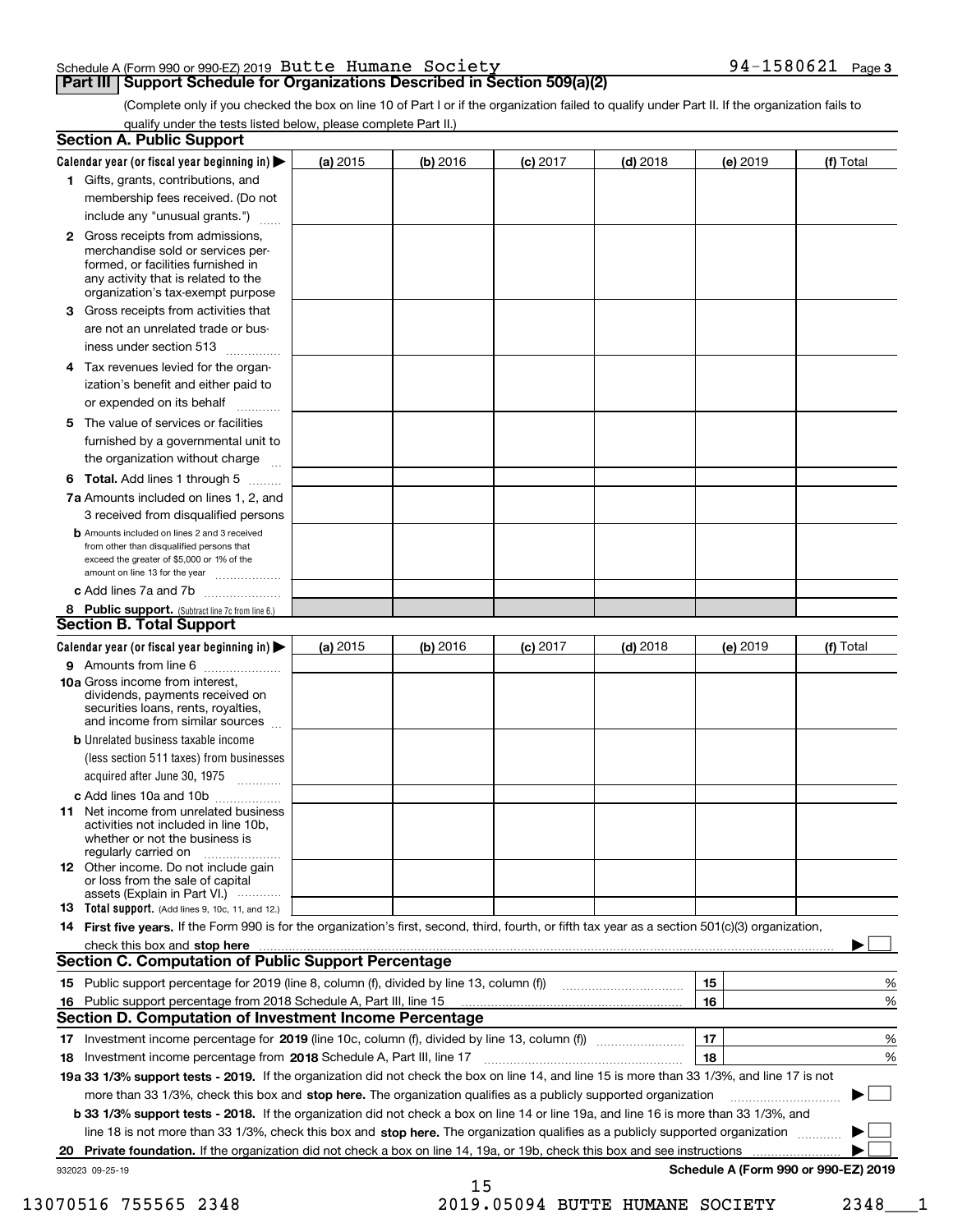Schedule A (Form 990 or 990-EZ) 2019 Butte Humane Society 94-1580621 Page 3

## Part III Support Schedule for Organizations Described in Section 509(a)(2)

(Complete only if you checked the box on line 10 of Part I or if the organization failed to qualify under Part II. If the organization fails to qualify under the tests listed below, please complete Part II.)

### Section A. Public Support

| Calendar year (or fiscal year beginning in) ▶ | (a) 2015 | (b) 2016 | (c) 2017 | (d) 2018 | (e) 2019 | (f) Total |
|---|---|---|---|---|---|---|
| **1** Gifts, grants, contributions, and membership fees received. (Do not include any "unusual grants.") | | | | | | |
| **2** Gross receipts from admissions, merchandise sold or services performed, or facilities furnished in any activity that is related to the organization's tax-exempt purpose | | | | | | |
| **3** Gross receipts from activities that are not an unrelated trade or business under section 513 | | | | | | |
| **4** Tax revenues levied for the organization's benefit and either paid to or expended on its behalf | | | | | | |
| **5** The value of services or facilities furnished by a governmental unit to the organization without charge | | | | | | |
| **6 Total.** Add lines 1 through 5 | | | | | | |
| **7a** Amounts included on lines 1, 2, and 3 received from disqualified persons | | | | | | |
| **b** Amounts included on lines 2 and 3 received from other than disqualified persons that exceed the greater of $5,000 or 1% of the amount on line 13 for the year | | | | | | |
| **c** Add lines 7a and 7b | | | | | | |
| **8 Public support.** (Subtract line 7c from line 6.) | | | | | | |

### Section B. Total Support

| Calendar year (or fiscal year beginning in) ▶ | (a) 2015 | (b) 2016 | (c) 2017 | (d) 2018 | (e) 2019 | (f) Total |
|---|---|---|---|---|---|---|
| **9** Amounts from line 6 | | | | | | |
| **10a** Gross income from interest, dividends, payments received on securities loans, rents, royalties, and income from similar sources | | | | | | |
| **b** Unrelated business taxable income (less section 511 taxes) from businesses acquired after June 30, 1975 | | | | | | |
| **c** Add lines 10a and 10b | | | | | | |
| **11** Net income from unrelated business activities not included in line 10b, whether or not the business is regularly carried on | | | | | | |
| **12** Other income. Do not include gain or loss from the sale of capital assets (Explain in Part VI.) | | | | | | |
| **13 Total support.** (Add lines 9, 10c, 11, and 12.) | | | | | | |

**14 First five years.** If the Form 990 is for the organization's first, second, third, fourth, or fifth tax year as a section 501(c)(3) organization, check this box and **stop here** ▶ ☐

### Section C. Computation of Public Support Percentage

| | | | |
|---|---|---|---|
| **15** Public support percentage for 2019 (line 8, column (f), divided by line 13, column (f)) | 15 | | % |
| **16** Public support percentage from 2018 Schedule A, Part III, line 15 | 16 | | % |

### Section D. Computation of Investment Income Percentage

| | | | |
|---|---|---|---|
| **17** Investment income percentage for **2019** (line 10c, column (f), divided by line 13, column (f)) | 17 | | % |
| **18** Investment income percentage from **2018** Schedule A, Part III, line 17 | 18 | | % |

**19a 33 1/3% support tests - 2019.** If the organization did not check the box on line 14, and line 15 is more than 33 1/3%, and line 17 is not more than 33 1/3%, check this box and **stop here.** The organization qualifies as a publicly supported organization ▶ ☐

**b 33 1/3% support tests - 2018.** If the organization did not check a box on line 14 or line 19a, and line 16 is more than 33 1/3%, and line 18 is not more than 33 1/3%, check this box and **stop here.** The organization qualifies as a publicly supported organization ▶ ☐

**20 Private foundation.** If the organization did not check a box on line 14, 19a, or 19b, check this box and see instructions ▶ ☐

932023 09-25-19 **Schedule A (Form 990 or 990-EZ) 2019**

13070516 755565 2348 2019.05094 BUTTE HUMANE SOCIETY 2348___1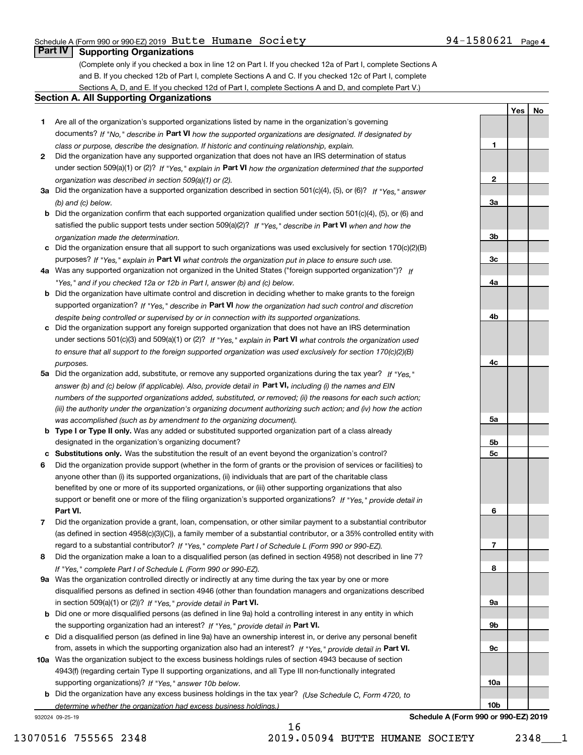Schedule A (Form 990 or 990-EZ) 2019 Butte Humane Society 94-1580621 Page 4

## Part IV Supporting Organizations

(Complete only if you checked a box in line 12 on Part I. If you checked 12a of Part I, complete Sections A and B. If you checked 12b of Part I, complete Sections A and C. If you checked 12c of Part I, complete Sections A, D, and E. If you checked 12d of Part I, complete Sections A and D, and complete Part V.)

### Section A. All Supporting Organizations

| | | | Yes | No |
|---|---|---|---|---|
| **1** | Are all of the organization's supported organizations listed by name in the organization's governing documents? *If "No," describe in* **Part VI** *how the supported organizations are designated. If designated by class or purpose, describe the designation. If historic and continuing relationship, explain.* | **1** | | |
| **2** | Did the organization have any supported organization that does not have an IRS determination of status under section 509(a)(1) or (2)? *If "Yes," explain in* **Part VI** *how the organization determined that the supported organization was described in section 509(a)(1) or (2).* | **2** | | |
| **3a** | Did the organization have a supported organization described in section 501(c)(4), (5), or (6)? *If "Yes," answer (b) and (c) below.* | **3a** | | |
| **b** | Did the organization confirm that each supported organization qualified under section 501(c)(4), (5), or (6) and satisfied the public support tests under section 509(a)(2)? *If "Yes," describe in* **Part VI** *when and how the organization made the determination.* | **3b** | | |
| **c** | Did the organization ensure that all support to such organizations was used exclusively for section 170(c)(2)(B) purposes? *If "Yes," explain in* **Part VI** *what controls the organization put in place to ensure such use.* | **3c** | | |
| **4a** | Was any supported organization not organized in the United States ("foreign supported organization")? *If "Yes," and if you checked 12a or 12b in Part I, answer (b) and (c) below.* | **4a** | | |
| **b** | Did the organization have ultimate control and discretion in deciding whether to make grants to the foreign supported organization? *If "Yes," describe in* **Part VI** *how the organization had such control and discretion despite being controlled or supervised by or in connection with its supported organizations.* | **4b** | | |
| **c** | Did the organization support any foreign supported organization that does not have an IRS determination under sections 501(c)(3) and 509(a)(1) or (2)? *If "Yes," explain in* **Part VI** *what controls the organization used to ensure that all support to the foreign supported organization was used exclusively for section 170(c)(2)(B) purposes.* | **4c** | | |
| **5a** | Did the organization add, substitute, or remove any supported organizations during the tax year? *If "Yes," answer (b) and (c) below (if applicable). Also, provide detail in* **Part VI,** *including (i) the names and EIN numbers of the supported organizations added, substituted, or removed; (ii) the reasons for each such action; (iii) the authority under the organization's organizing document authorizing such action; and (iv) how the action was accomplished (such as by amendment to the organizing document).* | **5a** | | |
| **b** | **Type I or Type II only.** Was any added or substituted supported organization part of a class already designated in the organization's organizing document? | **5b** | | |
| **c** | **Substitutions only.** Was the substitution the result of an event beyond the organization's control? | **5c** | | |
| **6** | Did the organization provide support (whether in the form of grants or the provision of services or facilities) to anyone other than (i) its supported organizations, (ii) individuals that are part of the charitable class benefited by one or more of its supported organizations, or (iii) other supporting organizations that also support or benefit one or more of the filing organization's supported organizations? *If "Yes," provide detail in* **Part VI.** | **6** | | |
| **7** | Did the organization provide a grant, loan, compensation, or other similar payment to a substantial contributor (as defined in section 4958(c)(3)(C)), a family member of a substantial contributor, or a 35% controlled entity with regard to a substantial contributor? *If "Yes," complete Part I of Schedule L (Form 990 or 990-EZ).* | **7** | | |
| **8** | Did the organization make a loan to a disqualified person (as defined in section 4958) not described in line 7? *If "Yes," complete Part I of Schedule L (Form 990 or 990-EZ).* | **8** | | |
| **9a** | Was the organization controlled directly or indirectly at any time during the tax year by one or more disqualified persons as defined in section 4946 (other than foundation managers and organizations described in section 509(a)(1) or (2))? *If "Yes," provide detail in* **Part VI.** | **9a** | | |
| **b** | Did one or more disqualified persons (as defined in line 9a) hold a controlling interest in any entity in which the supporting organization had an interest? *If "Yes," provide detail in* **Part VI.** | **9b** | | |
| **c** | Did a disqualified person (as defined in line 9a) have an ownership interest in, or derive any personal benefit from, assets in which the supporting organization also had an interest? *If "Yes," provide detail in* **Part VI.** | **9c** | | |
| **10a** | Was the organization subject to the excess business holdings rules of section 4943 because of section 4943(f) (regarding certain Type II supporting organizations, and all Type III non-functionally integrated supporting organizations)? *If "Yes," answer 10b below.* | **10a** | | |
| **b** | Did the organization have any excess business holdings in the tax year? *(Use Schedule C, Form 4720, to determine whether the organization had excess business holdings.)* | **10b** | | |

932024 09-25-19 **Schedule A (Form 990 or 990-EZ) 2019**

13070516 755565 2348 2019.05094 BUTTE HUMANE SOCIETY 2348___1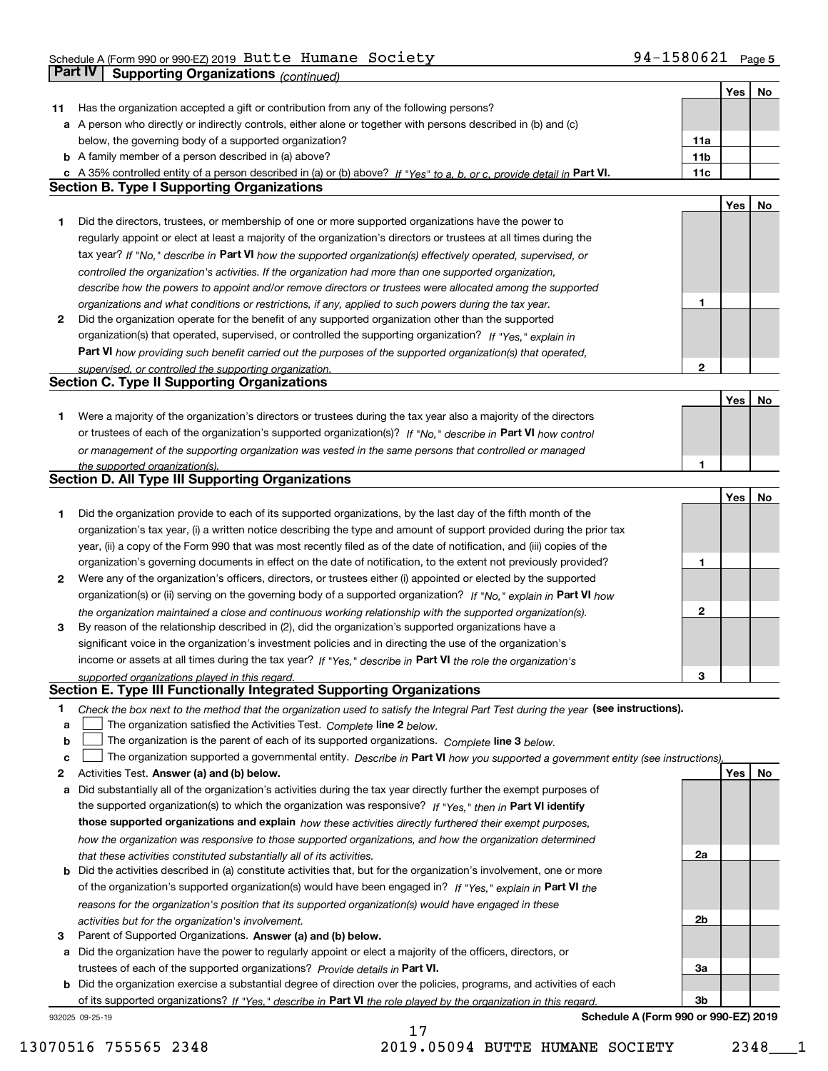Schedule A (Form 990 or 990-EZ) 2019 Butte Humane Society 94-1580621 Page 5

**Part IV | Supporting Organizations** *(continued)*

| | | | Yes | No |
|---|---|---|---|---|
| **11** | Has the organization accepted a gift or contribution from any of the following persons? | | | |
| **a** | A person who directly or indirectly controls, either alone or together with persons described in (b) and (c) below, the governing body of a supported organization? | **11a** | | |
| **b** | A family member of a person described in (a) above? | **11b** | | |
| **c** | A 35% controlled entity of a person described in (a) or (b) above? *If "Yes" to a, b, or c, provide detail in* **Part VI.** | **11c** | | |

## Section B. Type I Supporting Organizations

| | | | Yes | No |
|---|---|---|---|---|
| **1** | Did the directors, trustees, or membership of one or more supported organizations have the power to regularly appoint or elect at least a majority of the organization's directors or trustees at all times during the tax year? *If "No," describe in* **Part VI** *how the supported organization(s) effectively operated, supervised, or controlled the organization's activities. If the organization had more than one supported organization, describe how the powers to appoint and/or remove directors or trustees were allocated among the supported organizations and what conditions or restrictions, if any, applied to such powers during the tax year.* | **1** | | |
| **2** | Did the organization operate for the benefit of any supported organization other than the supported organization(s) that operated, supervised, or controlled the supporting organization? *If "Yes," explain in* **Part VI** *how providing such benefit carried out the purposes of the supported organization(s) that operated, supervised, or controlled the supporting organization.* | **2** | | |

## Section C. Type II Supporting Organizations

| | | | Yes | No |
|---|---|---|---|---|
| **1** | Were a majority of the organization's directors or trustees during the tax year also a majority of the directors or trustees of each of the organization's supported organization(s)? *If "No," describe in* **Part VI** *how control or management of the supporting organization was vested in the same persons that controlled or managed the supported organization(s).* | **1** | | |

## Section D. All Type III Supporting Organizations

| | | | Yes | No |
|---|---|---|---|---|
| **1** | Did the organization provide to each of its supported organizations, by the last day of the fifth month of the organization's tax year, (i) a written notice describing the type and amount of support provided during the prior tax year, (ii) a copy of the Form 990 that was most recently filed as of the date of notification, and (iii) copies of the organization's governing documents in effect on the date of notification, to the extent not previously provided? | **1** | | |
| **2** | Were any of the organization's officers, directors, or trustees either (i) appointed or elected by the supported organization(s) or (ii) serving on the governing body of a supported organization? *If "No," explain in* **Part VI** *how the organization maintained a close and continuous working relationship with the supported organization(s).* | **2** | | |
| **3** | By reason of the relationship described in (2), did the organization's supported organizations have a significant voice in the organization's investment policies and in directing the use of the organization's income or assets at all times during the tax year? *If "Yes," describe in* **Part VI** *the role the organization's supported organizations played in this regard.* | **3** | | |

## Section E. Type III Functionally Integrated Supporting Organizations

**1** *Check the box next to the method that the organization used to satisfy the Integral Part Test during the year* **(see instructions).**

- **a** ☐ The organization satisfied the Activities Test. *Complete* **line 2** *below.*
- **b** ☐ The organization is the parent of each of its supported organizations. *Complete* **line 3** *below.*
- **c** ☐ The organization supported a governmental entity. *Describe in* **Part VI** *how you supported a government entity (see instructions).*

| | | | Yes | No |
|---|---|---|---|---|
| **2** | Activities Test. **Answer (a) and (b) below.** | | | |
| **a** | Did substantially all of the organization's activities during the tax year directly further the exempt purposes of the supported organization(s) to which the organization was responsive? *If "Yes," then in* **Part VI identify those supported organizations and explain** *how these activities directly furthered their exempt purposes, how the organization was responsive to those supported organizations, and how the organization determined that these activities constituted substantially all of its activities.* | **2a** | | |
| **b** | Did the activities described in (a) constitute activities that, but for the organization's involvement, one or more of the organization's supported organization(s) would have been engaged in? *If "Yes," explain in* **Part VI** *the reasons for the organization's position that its supported organization(s) would have engaged in these activities but for the organization's involvement.* | **2b** | | |
| **3** | Parent of Supported Organizations. **Answer (a) and (b) below.** | | | |
| **a** | Did the organization have the power to regularly appoint or elect a majority of the officers, directors, or trustees of each of the supported organizations? *Provide details in* **Part VI.** | **3a** | | |
| **b** | Did the organization exercise a substantial degree of direction over the policies, programs, and activities of each of its supported organizations? *If "Yes," describe in* **Part VI** *the role played by the organization in this regard.* | **3b** | | |

932025 09-25-19 **Schedule A (Form 990 or 990-EZ) 2019**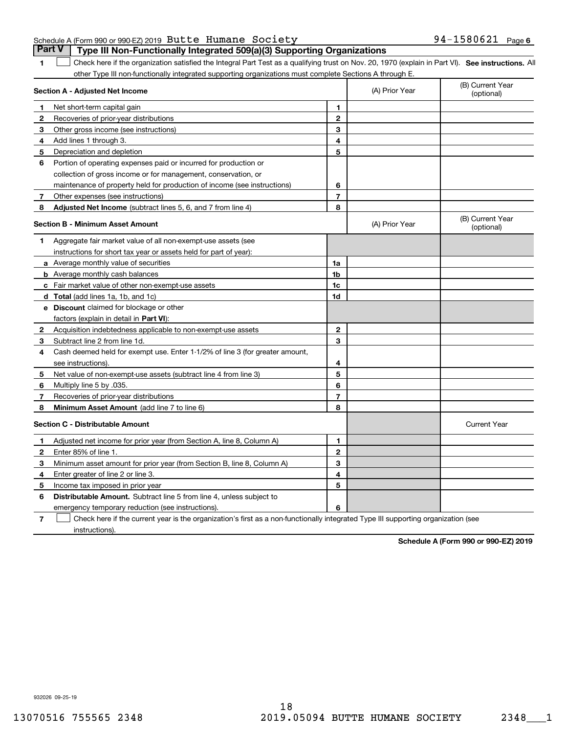Schedule A (Form 990 or 990-EZ) 2019 Butte Humane Society 94-1580621 Page 6

## Part V Type III Non-Functionally Integrated 509(a)(3) Supporting Organizations

1 ☐ Check here if the organization satisfied the Integral Part Test as a qualifying trust on Nov. 20, 1970 (explain in Part VI). **See instructions.** All other Type III non-functionally integrated supporting organizations must complete Sections A through E.

| **Section A - Adjusted Net Income** | | (A) Prior Year | (B) Current Year (optional) |
|---|---|---|---|
| **1** Net short-term capital gain | 1 | | |
| **2** Recoveries of prior-year distributions | 2 | | |
| **3** Other gross income (see instructions) | 3 | | |
| **4** Add lines 1 through 3. | 4 | | |
| **5** Depreciation and depletion | 5 | | |
| **6** Portion of operating expenses paid or incurred for production or collection of gross income or for management, conservation, or maintenance of property held for production of income (see instructions) | 6 | | |
| **7** Other expenses (see instructions) | 7 | | |
| **8** **Adjusted Net Income** (subtract lines 5, 6, and 7 from line 4) | 8 | | |

| **Section B - Minimum Asset Amount** | | (A) Prior Year | (B) Current Year (optional) |
|---|---|---|---|
| **1** Aggregate fair market value of all non-exempt-use assets (see instructions for short tax year or assets held for part of year): | | | |
| **a** Average monthly value of securities | 1a | | |
| **b** Average monthly cash balances | 1b | | |
| **c** Fair market value of other non-exempt-use assets | 1c | | |
| **d** **Total** (add lines 1a, 1b, and 1c) | 1d | | |
| **e** **Discount** claimed for blockage or other factors (explain in detail in **Part VI**): | | | |
| **2** Acquisition indebtedness applicable to non-exempt-use assets | 2 | | |
| **3** Subtract line 2 from line 1d. | 3 | | |
| **4** Cash deemed held for exempt use. Enter 1-1/2% of line 3 (for greater amount, see instructions). | 4 | | |
| **5** Net value of non-exempt-use assets (subtract line 4 from line 3) | 5 | | |
| **6** Multiply line 5 by .035. | 6 | | |
| **7** Recoveries of prior-year distributions | 7 | | |
| **8** **Minimum Asset Amount** (add line 7 to line 6) | 8 | | |

| **Section C - Distributable Amount** | | | Current Year |
|---|---|---|---|
| **1** Adjusted net income for prior year (from Section A, line 8, Column A) | 1 | | |
| **2** Enter 85% of line 1. | 2 | | |
| **3** Minimum asset amount for prior year (from Section B, line 8, Column A) | 3 | | |
| **4** Enter greater of line 2 or line 3. | 4 | | |
| **5** Income tax imposed in prior year | 5 | | |
| **6** **Distributable Amount.** Subtract line 5 from line 4, unless subject to emergency temporary reduction (see instructions). | 6 | | |

7 ☐ Check here if the current year is the organization's first as a non-functionally integrated Type III supporting organization (see instructions).

**Schedule A (Form 990 or 990-EZ) 2019**

932026 09-25-19

13070516 755565 2348 2019.05094 BUTTE HUMANE SOCIETY 2348___1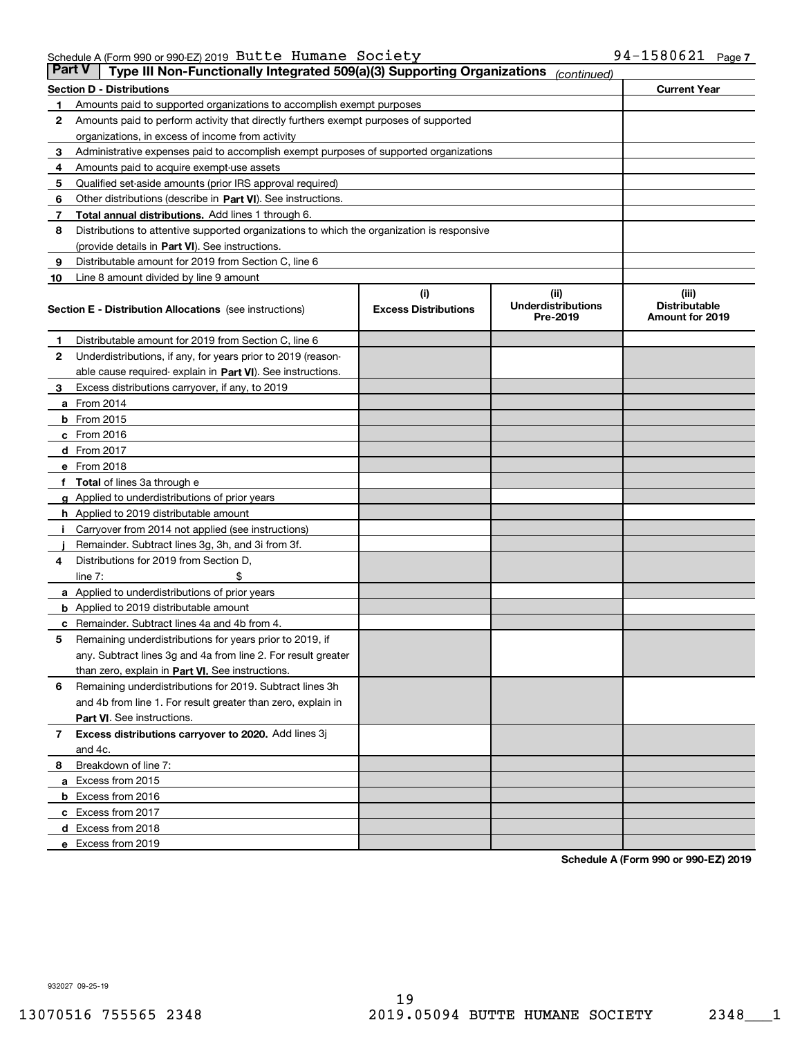Schedule A (Form 990 or 990-EZ) 2019 Butte Humane Society 94-1580621 Page 7

## Part V Type III Non-Functionally Integrated 509(a)(3) Supporting Organizations *(continued)*

| Section D - Distributions | | Current Year |
|---|---|---|
| 1 | Amounts paid to supported organizations to accomplish exempt purposes | |
| 2 | Amounts paid to perform activity that directly furthers exempt purposes of supported organizations, in excess of income from activity | |
| 3 | Administrative expenses paid to accomplish exempt purposes of supported organizations | |
| 4 | Amounts paid to acquire exempt-use assets | |
| 5 | Qualified set-aside amounts (prior IRS approval required) | |
| 6 | Other distributions (describe in **Part VI**). See instructions. | |
| 7 | **Total annual distributions.** Add lines 1 through 6. | |
| 8 | Distributions to attentive supported organizations to which the organization is responsive (provide details in **Part VI**). See instructions. | |
| 9 | Distributable amount for 2019 from Section C, line 6 | |
| 10 | Line 8 amount divided by line 9 amount | |

| Section E - Distribution Allocations (see instructions) | | (i) Excess Distributions | (ii) Underdistributions Pre-2019 | (iii) Distributable Amount for 2019 |
|---|---|---|---|---|
| 1 | Distributable amount for 2019 from Section C, line 6 | | | |
| 2 | Underdistributions, if any, for years prior to 2019 (reasonable cause required- explain in **Part VI**). See instructions. | | | |
| 3 | Excess distributions carryover, if any, to 2019 | | | |
| a | From 2014 | | | |
| b | From 2015 | | | |
| c | From 2016 | | | |
| d | From 2017 | | | |
| e | From 2018 | | | |
| f | **Total** of lines 3a through e | | | |
| g | Applied to underdistributions of prior years | | | |
| h | Applied to 2019 distributable amount | | | |
| i | Carryover from 2014 not applied (see instructions) | | | |
| j | Remainder. Subtract lines 3g, 3h, and 3i from 3f. | | | |
| 4 | Distributions for 2019 from Section D, line 7: $ | | | |
| a | Applied to underdistributions of prior years | | | |
| b | Applied to 2019 distributable amount | | | |
| c | Remainder. Subtract lines 4a and 4b from 4. | | | |
| 5 | Remaining underdistributions for years prior to 2019, if any. Subtract lines 3g and 4a from line 2. For result greater than zero, explain in **Part VI.** See instructions. | | | |
| 6 | Remaining underdistributions for 2019. Subtract lines 3h and 4b from line 1. For result greater than zero, explain in **Part VI**. See instructions. | | | |
| 7 | **Excess distributions carryover to 2020.** Add lines 3j and 4c. | | | |
| 8 | Breakdown of line 7: | | | |
| a | Excess from 2015 | | | |
| b | Excess from 2016 | | | |
| c | Excess from 2017 | | | |
| d | Excess from 2018 | | | |
| e | Excess from 2019 | | | |

**Schedule A (Form 990 or 990-EZ) 2019**

932027 09-25-19

13070516 755565 2348 2019.05094 BUTTE HUMANE SOCIETY 2348___1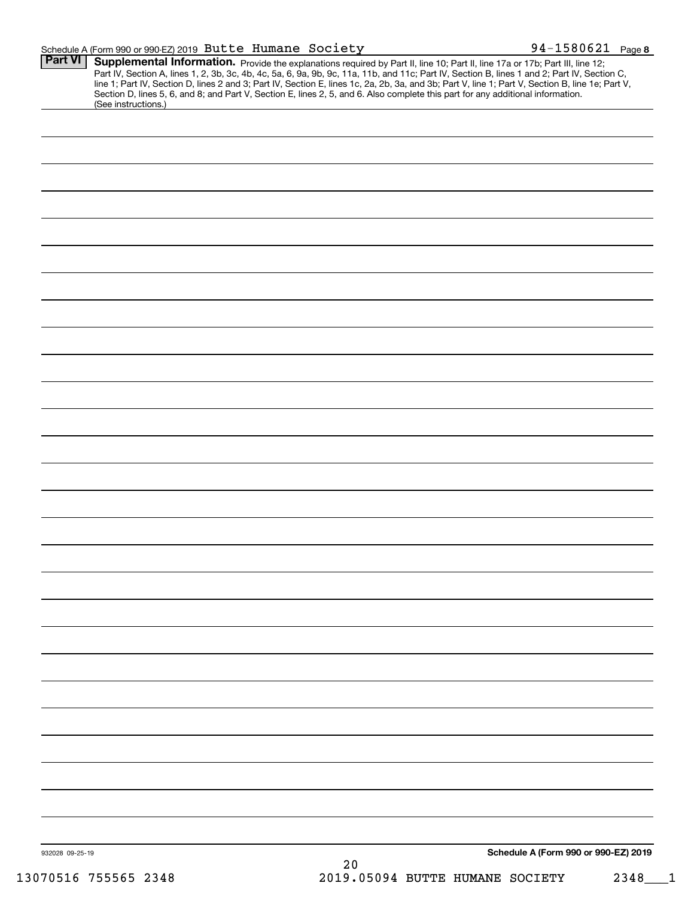Schedule A (Form 990 or 990-EZ) 2019 Butte Humane Society 94-1580621 Page 8

## Part VI Supplemental Information.

Provide the explanations required by Part II, line 10; Part II, line 17a or 17b; Part III, line 12; Part IV, Section A, lines 1, 2, 3b, 3c, 4b, 4c, 5a, 6, 9a, 9b, 9c, 11a, 11b, and 11c; Part IV, Section B, lines 1 and 2; Part IV, Section C, line 1; Part IV, Section D, lines 2 and 3; Part IV, Section E, lines 1c, 2a, 2b, 3a, and 3b; Part V, line 1; Part V, Section B, line 1e; Part V, Section D, lines 5, 6, and 8; and Part V, Section E, lines 2, 5, and 6. Also complete this part for any additional information. (See instructions.)

932028 09-25-19

Schedule A (Form 990 or 990-EZ) 2019

13070516 755565 2348 2019.05094 BUTTE HUMANE SOCIETY 2348___1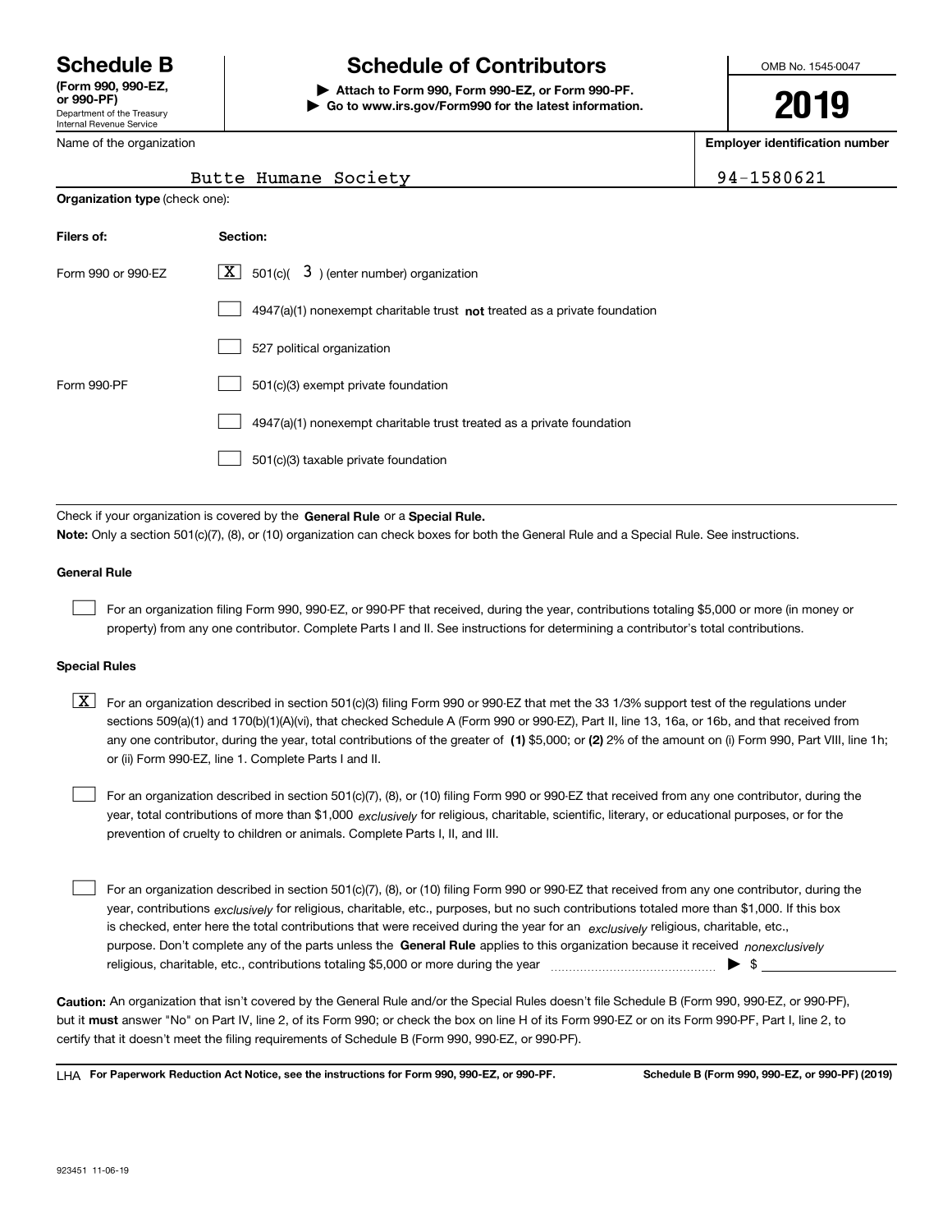# Schedule B

**(Form 990, 990-EZ, or 990-PF)**
Department of the Treasury
Internal Revenue Service

# Schedule of Contributors

**▶ Attach to Form 990, Form 990-EZ, or Form 990-PF.**
**▶ Go to www.irs.gov/Form990 for the latest information.**

OMB No. 1545-0047

**2019**

| Name of the organization | Employer identification number |
|---|---|
| Butte Humane Society | 94-1580621 |

**Organization type** (check one):

| Filers of: | Section: |
|---|---|
| Form 990 or 990-EZ | [X] 501(c)( 3 ) (enter number) organization |
| | [ ] 4947(a)(1) nonexempt charitable trust **not** treated as a private foundation |
| | [ ] 527 political organization |
| Form 990-PF | [ ] 501(c)(3) exempt private foundation |
| | [ ] 4947(a)(1) nonexempt charitable trust treated as a private foundation |
| | [ ] 501(c)(3) taxable private foundation |

Check if your organization is covered by the **General Rule** or a **Special Rule.**

**Note:** Only a section 501(c)(7), (8), or (10) organization can check boxes for both the General Rule and a Special Rule. See instructions.

**General Rule**

[ ] For an organization filing Form 990, 990-EZ, or 990-PF that received, during the year, contributions totaling $5,000 or more (in money or property) from any one contributor. Complete Parts I and II. See instructions for determining a contributor's total contributions.

**Special Rules**

[X] For an organization described in section 501(c)(3) filing Form 990 or 990-EZ that met the 33 1/3% support test of the regulations under sections 509(a)(1) and 170(b)(1)(A)(vi), that checked Schedule A (Form 990 or 990-EZ), Part II, line 13, 16a, or 16b, and that received from any one contributor, during the year, total contributions of the greater of **(1)** $5,000; or **(2)** 2% of the amount on (i) Form 990, Part VIII, line 1h; or (ii) Form 990-EZ, line 1. Complete Parts I and II.

[ ] For an organization described in section 501(c)(7), (8), or (10) filing Form 990 or 990-EZ that received from any one contributor, during the year, total contributions of more than $1,000 *exclusively* for religious, charitable, scientific, literary, or educational purposes, or for the prevention of cruelty to children or animals. Complete Parts I, II, and III.

[ ] For an organization described in section 501(c)(7), (8), or (10) filing Form 990 or 990-EZ that received from any one contributor, during the year, contributions *exclusively* for religious, charitable, etc., purposes, but no such contributions totaled more than $1,000. If this box is checked, enter here the total contributions that were received during the year for an *exclusively* religious, charitable, etc., purpose. Don't complete any of the parts unless the **General Rule** applies to this organization because it received *nonexclusively* religious, charitable, etc., contributions totaling $5,000 or more during the year ▶ $ ____________

**Caution:** An organization that isn't covered by the General Rule and/or the Special Rules doesn't file Schedule B (Form 990, 990-EZ, or 990-PF), but it **must** answer "No" on Part IV, line 2, of its Form 990; or check the box on line H of its Form 990-EZ or on its Form 990-PF, Part I, line 2, to certify that it doesn't meet the filing requirements of Schedule B (Form 990, 990-EZ, or 990-PF).

LHA **For Paperwork Reduction Act Notice, see the instructions for Form 990, 990-EZ, or 990-PF.** **Schedule B (Form 990, 990-EZ, or 990-PF) (2019)**

923451 11-06-19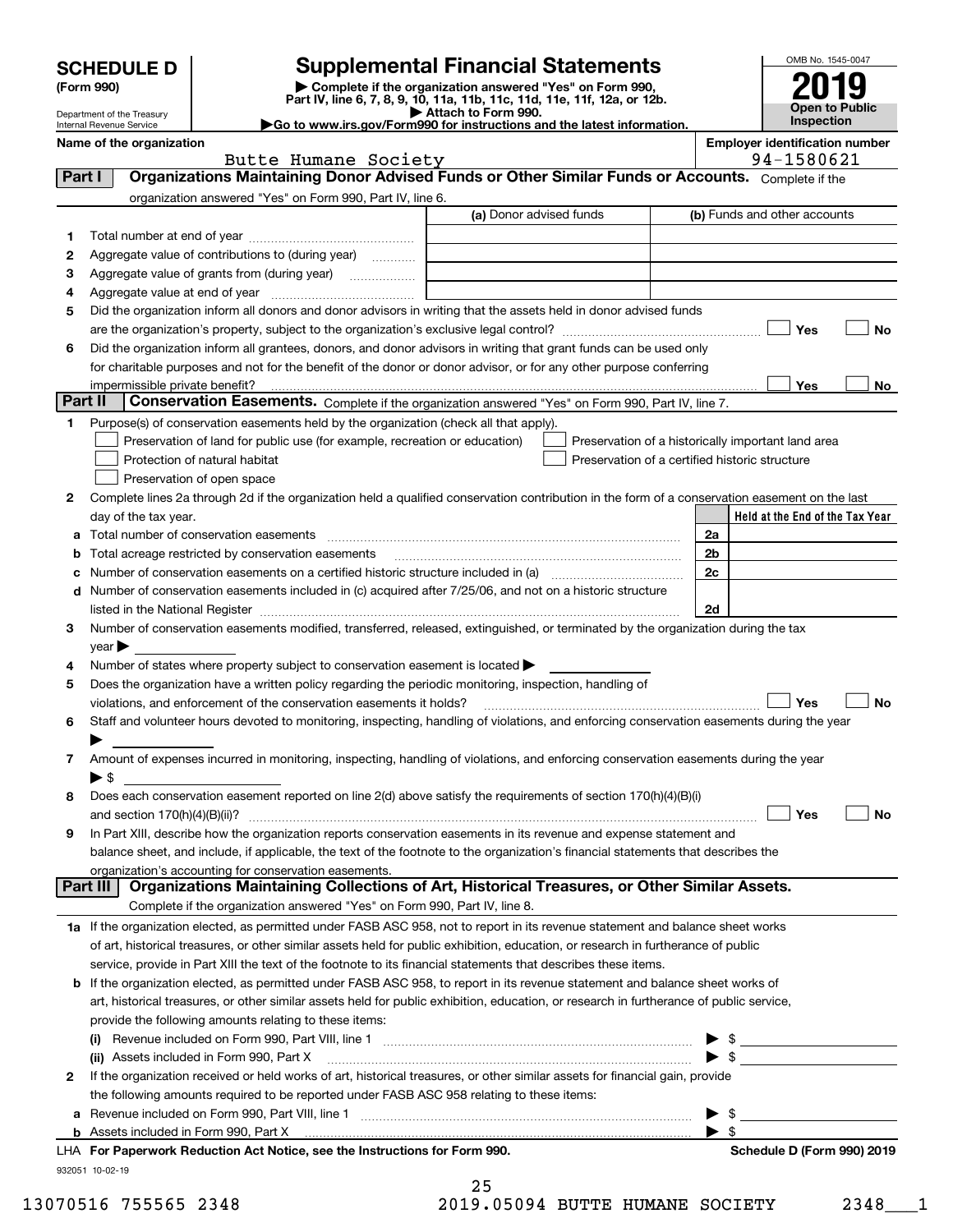# SCHEDULE D (Form 990)

Department of the Treasury
Internal Revenue Service

## Supplemental Financial Statements

▶ Complete if the organization answered "Yes" on Form 990, Part IV, line 6, 7, 8, 9, 10, 11a, 11b, 11c, 11d, 11e, 11f, 12a, or 12b.
▶ Attach to Form 990.
▶Go to www.irs.gov/Form990 for instructions and the latest information.

OMB No. 1545-0047

**2019**

**Open to Public Inspection**

**Name of the organization**
Butte Humane Society

**Employer identification number**
94-1580621

### Part I — Organizations Maintaining Donor Advised Funds or Other Similar Funds or Accounts. Complete if the organization answered "Yes" on Form 990, Part IV, line 6.

| | | (a) Donor advised funds | (b) Funds and other accounts |
|---|---|---|---|
| 1 | Total number at end of year | | |
| 2 | Aggregate value of contributions to (during year) | | |
| 3 | Aggregate value of grants from (during year) | | |
| 4 | Aggregate value at end of year | | |

5 Did the organization inform all donors and donor advisors in writing that the assets held in donor advised funds are the organization's property, subject to the organization's exclusive legal control? ☐ Yes ☐ No

6 Did the organization inform all grantees, donors, and donor advisors in writing that grant funds can be used only for charitable purposes and not for the benefit of the donor or donor advisor, or for any other purpose conferring impermissible private benefit? ☐ Yes ☐ No

### Part II — Conservation Easements. Complete if the organization answered "Yes" on Form 990, Part IV, line 7.

1 Purpose(s) of conservation easements held by the organization (check all that apply).

- ☐ Preservation of land for public use (for example, recreation or education)
- ☐ Preservation of a historically important land area
- ☐ Protection of natural habitat
- ☐ Preservation of a certified historic structure
- ☐ Preservation of open space

2 Complete lines 2a through 2d if the organization held a qualified conservation contribution in the form of a conservation easement on the last day of the tax year.

| | | | Held at the End of the Tax Year |
|---|---|---|---|
| a | Total number of conservation easements | 2a | |
| b | Total acreage restricted by conservation easements | 2b | |
| c | Number of conservation easements on a certified historic structure included in (a) | 2c | |
| d | Number of conservation easements included in (c) acquired after 7/25/06, and not on a historic structure listed in the National Register | 2d | |

3 Number of conservation easements modified, transferred, released, extinguished, or terminated by the organization during the tax year ▶

4 Number of states where property subject to conservation easement is located ▶

5 Does the organization have a written policy regarding the periodic monitoring, inspection, handling of violations, and enforcement of the conservation easements it holds? ☐ Yes ☐ No

6 Staff and volunteer hours devoted to monitoring, inspecting, handling of violations, and enforcing conservation easements during the year ▶

7 Amount of expenses incurred in monitoring, inspecting, handling of violations, and enforcing conservation easements during the year ▶ $

8 Does each conservation easement reported on line 2(d) above satisfy the requirements of section 170(h)(4)(B)(i) and section 170(h)(4)(B)(ii)? ☐ Yes ☐ No

9 In Part XIII, describe how the organization reports conservation easements in its revenue and expense statement and balance sheet, and include, if applicable, the text of the footnote to the organization's financial statements that describes the organization's accounting for conservation easements.

### Part III — Organizations Maintaining Collections of Art, Historical Treasures, or Other Similar Assets. Complete if the organization answered "Yes" on Form 990, Part IV, line 8.

1a If the organization elected, as permitted under FASB ASC 958, not to report in its revenue statement and balance sheet works of art, historical treasures, or other similar assets held for public exhibition, education, or research in furtherance of public service, provide in Part XIII the text of the footnote to its financial statements that describes these items.

b If the organization elected, as permitted under FASB ASC 958, to report in its revenue statement and balance sheet works of art, historical treasures, or other similar assets held for public exhibition, education, or research in furtherance of public service, provide the following amounts relating to these items:

(i) Revenue included on Form 990, Part VIII, line 1 ▶ $

(ii) Assets included in Form 990, Part X ▶ $

2 If the organization received or held works of art, historical treasures, or other similar assets for financial gain, provide the following amounts required to be reported under FASB ASC 958 relating to these items:

a Revenue included on Form 990, Part VIII, line 1 ▶ $

b Assets included in Form 990, Part X ▶ $

LHA For Paperwork Reduction Act Notice, see the Instructions for Form 990. — Schedule D (Form 990) 2019

932051 10-02-19

13070516 755565 2348 — 2019.05094 BUTTE HUMANE SOCIETY — 2348___1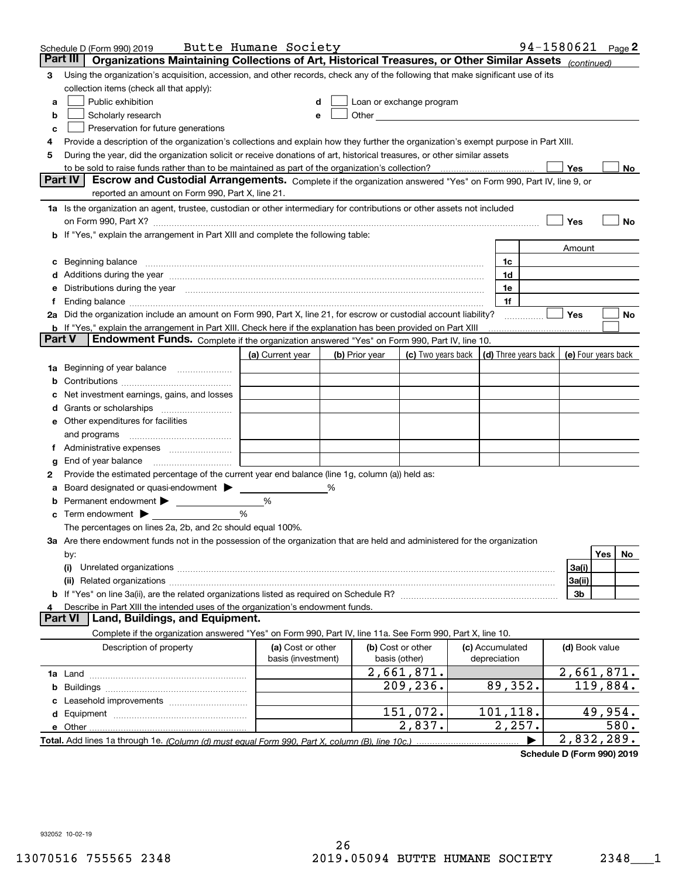Schedule D (Form 990) 2019 Butte Humane Society 94-1580621 Page 2

## Part III Organizations Maintaining Collections of Art, Historical Treasures, or Other Similar Assets *(continued)*

**3** Using the organization's acquisition, accession, and other records, check any of the following that make significant use of its collection items (check all that apply):

- **a** ☐ Public exhibition
- **b** ☐ Scholarly research
- **c** ☐ Preservation for future generations
- **d** ☐ Loan or exchange program
- **e** ☐ Other

**4** Provide a description of the organization's collections and explain how they further the organization's exempt purpose in Part XIII.

**5** During the year, did the organization solicit or receive donations of art, historical treasures, or other similar assets to be sold to raise funds rather than to be maintained as part of the organization's collection? ☐ Yes ☐ No

## Part IV Escrow and Custodial Arrangements.

Complete if the organization answered "Yes" on Form 990, Part IV, line 9, or reported an amount on Form 990, Part X, line 21.

**1a** Is the organization an agent, trustee, custodian or other intermediary for contributions or other assets not included on Form 990, Part X? ☐ Yes ☐ No

**b** If "Yes," explain the arrangement in Part XIII and complete the following table:

| | | Amount |
|---|---|---|
| **c** Beginning balance | 1c | |
| **d** Additions during the year | 1d | |
| **e** Distributions during the year | 1e | |
| **f** Ending balance | 1f | |

**2a** Did the organization include an amount on Form 990, Part X, line 21, for escrow or custodial account liability? ☐ Yes ☐ No

**b** If "Yes," explain the arrangement in Part XIII. Check here if the explanation has been provided on Part XIII ☐

## Part V Endowment Funds.

Complete if the organization answered "Yes" on Form 990, Part IV, line 10.

| | (a) Current year | (b) Prior year | (c) Two years back | (d) Three years back | (e) Four years back |
|---|---|---|---|---|---|
| **1a** Beginning of year balance | | | | | |
| **b** Contributions | | | | | |
| **c** Net investment earnings, gains, and losses | | | | | |
| **d** Grants or scholarships | | | | | |
| **e** Other expenditures for facilities and programs | | | | | |
| **f** Administrative expenses | | | | | |
| **g** End of year balance | | | | | |

**2** Provide the estimated percentage of the current year end balance (line 1g, column (a)) held as:

- **a** Board designated or quasi-endowment ▶ ______ %
- **b** Permanent endowment ▶ ______ %
- **c** Term endowment ▶ ______ %

The percentages on lines 2a, 2b, and 2c should equal 100%.

**3a** Are there endowment funds not in the possession of the organization that are held and administered for the organization by:

| | | Yes | No |
|---|---|---|---|
| **(i)** Unrelated organizations | 3a(i) | | |
| **(ii)** Related organizations | 3a(ii) | | |
| **b** If "Yes" on line 3a(ii), are the related organizations listed as required on Schedule R? | 3b | | |

**4** Describe in Part XIII the intended uses of the organization's endowment funds.

## Part VI Land, Buildings, and Equipment.

Complete if the organization answered "Yes" on Form 990, Part IV, line 11a. See Form 990, Part X, line 10.

| Description of property | (a) Cost or other basis (investment) | (b) Cost or other basis (other) | (c) Accumulated depreciation | (d) Book value |
|---|---|---|---|---|
| **1a** Land | | 2,661,871. | | 2,661,871. |
| **b** Buildings | | 209,236. | 89,352. | 119,884. |
| **c** Leasehold improvements | | | | |
| **d** Equipment | | 151,072. | 101,118. | 49,954. |
| **e** Other | | 2,837. | 2,257. | 580. |
| **Total.** Add lines 1a through 1e. *(Column (d) must equal Form 990, Part X, column (B), line 10c.)* ▶ | | | | 2,832,289. |

**Schedule D (Form 990) 2019**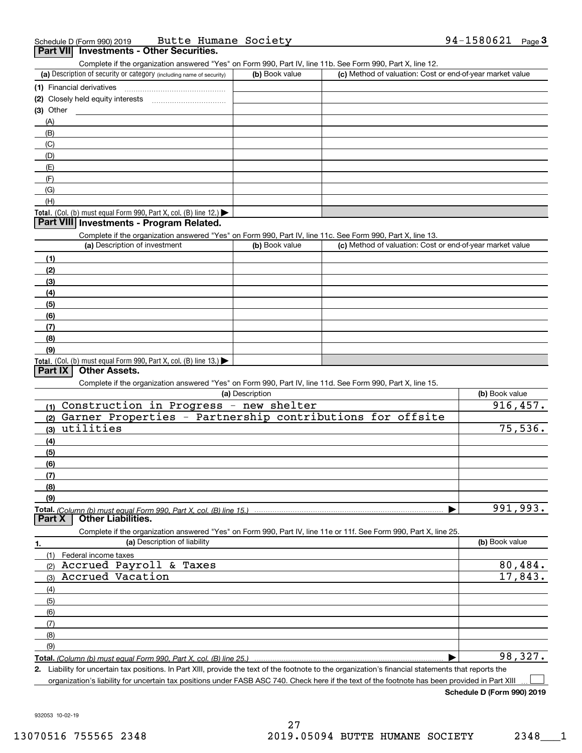Schedule D (Form 990) 2019 Butte Humane Society 94-1580621 Page 3

## Part VII Investments - Other Securities.

Complete if the organization answered "Yes" on Form 990, Part IV, line 11b. See Form 990, Part X, line 12.

| (a) Description of security or category (including name of security) | (b) Book value | (c) Method of valuation: Cost or end-of-year market value |
|---|---|---|
| (1) Financial derivatives | | |
| (2) Closely held equity interests | | |
| (3) Other | | |
| (A) | | |
| (B) | | |
| (C) | | |
| (D) | | |
| (E) | | |
| (F) | | |
| (G) | | |
| (H) | | |
| **Total.** (Col. (b) must equal Form 990, Part X, col. (B) line 12.) ▶ | | |

## Part VIII Investments - Program Related.

Complete if the organization answered "Yes" on Form 990, Part IV, line 11c. See Form 990, Part X, line 13.

| (a) Description of investment | (b) Book value | (c) Method of valuation: Cost or end-of-year market value |
|---|---|---|
| (1) | | |
| (2) | | |
| (3) | | |
| (4) | | |
| (5) | | |
| (6) | | |
| (7) | | |
| (8) | | |
| (9) | | |
| **Total.** (Col. (b) must equal Form 990, Part X, col. (B) line 13.) ▶ | | |

## Part IX Other Assets.

Complete if the organization answered "Yes" on Form 990, Part IV, line 11d. See Form 990, Part X, line 15.

| (a) Description | (b) Book value |
|---|---|
| (1) Construction in Progress - new shelter | 916,457. |
| (2) Garner Properties - Partnership contributions for offsite | |
| (3) utilities | 75,536. |
| (4) | |
| (5) | |
| (6) | |
| (7) | |
| (8) | |
| (9) | |
| **Total.** *(Column (b) must equal Form 990, Part X, col. (B) line 15.)* ▶ | 991,993. |

## Part X Other Liabilities.

Complete if the organization answered "Yes" on Form 990, Part IV, line 11e or 11f. See Form 990, Part X, line 25.

| 1. (a) Description of liability | (b) Book value |
|---|---|
| (1) Federal income taxes | |
| (2) Accrued Payroll & Taxes | 80,484. |
| (3) Accrued Vacation | 17,843. |
| (4) | |
| (5) | |
| (6) | |
| (7) | |
| (8) | |
| (9) | |
| **Total.** *(Column (b) must equal Form 990, Part X, col. (B) line 25.)* ▶ | 98,327. |

2. Liability for uncertain tax positions. In Part XIII, provide the text of the footnote to the organization's financial statements that reports the organization's liability for uncertain tax positions under FASB ASC 740. Check here if the text of the footnote has been provided in Part XIII ☐

**Schedule D (Form 990) 2019**

932053 10-02-19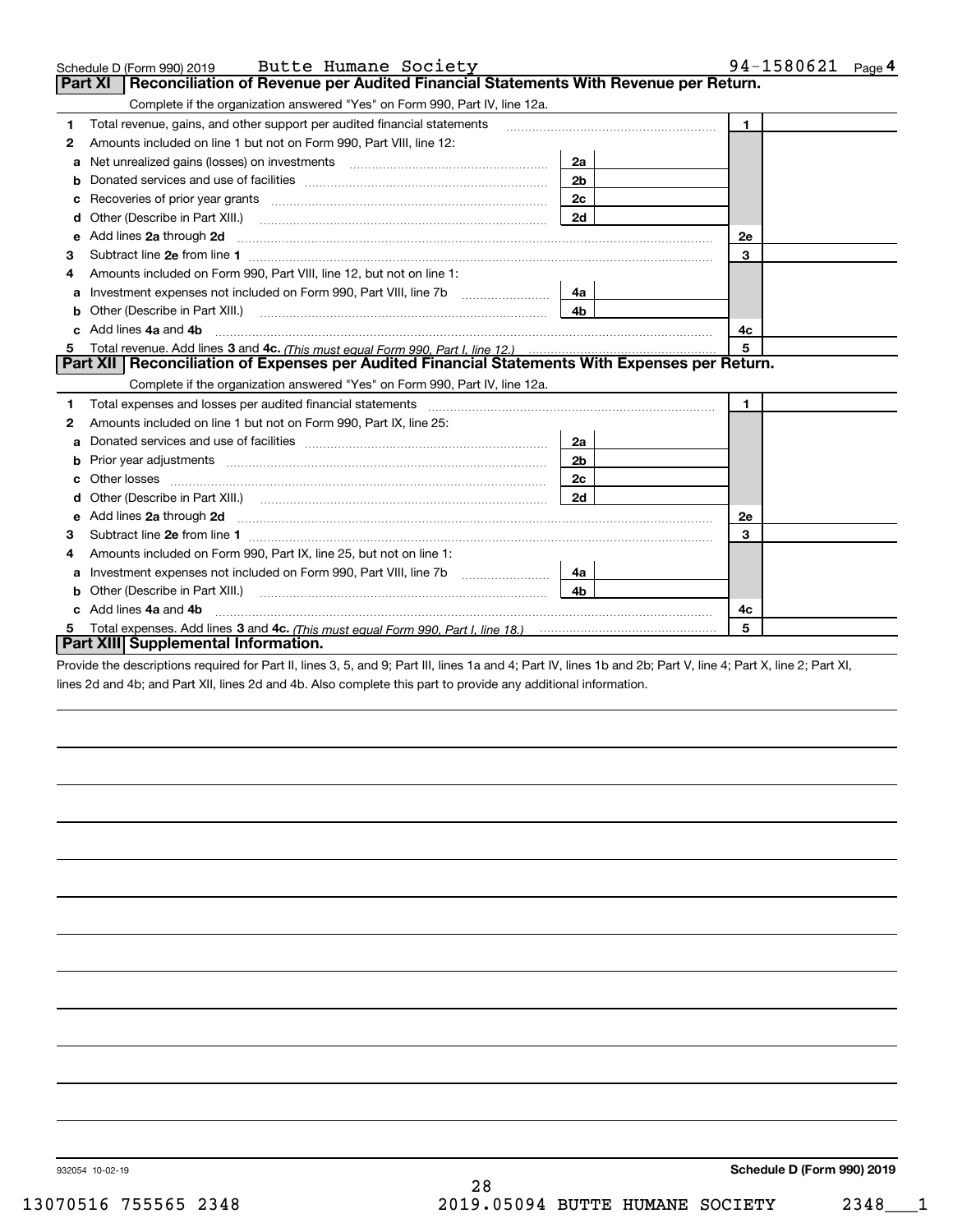Schedule D (Form 990) 2019 Butte Humane Society 94-1580621 Page **4**

## Part XI Reconciliation of Revenue per Audited Financial Statements With Revenue per Return.

Complete if the organization answered "Yes" on Form 990, Part IV, line 12a.

| | | | | | |
|---|---|---|---|---|---|
| **1** | Total revenue, gains, and other support per audited financial statements | | | **1** | |
| **2** | Amounts included on line 1 but not on Form 990, Part VIII, line 12: | | | | |
| **a** | Net unrealized gains (losses) on investments | **2a** | | | |
| **b** | Donated services and use of facilities | **2b** | | | |
| **c** | Recoveries of prior year grants | **2c** | | | |
| **d** | Other (Describe in Part XIII.) | **2d** | | | |
| **e** | Add lines **2a** through **2d** | | | **2e** | |
| **3** | Subtract line **2e** from line **1** | | | **3** | |
| **4** | Amounts included on Form 990, Part VIII, line 12, but not on line 1: | | | | |
| **a** | Investment expenses not included on Form 990, Part VIII, line 7b | **4a** | | | |
| **b** | Other (Describe in Part XIII.) | **4b** | | | |
| **c** | Add lines **4a** and **4b** | | | **4c** | |
| **5** | Total revenue. Add lines **3** and **4c.** *(This must equal Form 990, Part I, line 12.)* | | | **5** | |

## Part XII Reconciliation of Expenses per Audited Financial Statements With Expenses per Return.

Complete if the organization answered "Yes" on Form 990, Part IV, line 12a.

| | | | | | |
|---|---|---|---|---|---|
| **1** | Total expenses and losses per audited financial statements | | | **1** | |
| **2** | Amounts included on line 1 but not on Form 990, Part IX, line 25: | | | | |
| **a** | Donated services and use of facilities | **2a** | | | |
| **b** | Prior year adjustments | **2b** | | | |
| **c** | Other losses | **2c** | | | |
| **d** | Other (Describe in Part XIII.) | **2d** | | | |
| **e** | Add lines **2a** through **2d** | | | **2e** | |
| **3** | Subtract line **2e** from line **1** | | | **3** | |
| **4** | Amounts included on Form 990, Part IX, line 25, but not on line 1: | | | | |
| **a** | Investment expenses not included on Form 990, Part VIII, line 7b | **4a** | | | |
| **b** | Other (Describe in Part XIII.) | **4b** | | | |
| **c** | Add lines **4a** and **4b** | | | **4c** | |
| **5** | Total expenses. Add lines **3** and **4c.** *(This must equal Form 990, Part I, line 18.)* | | | **5** | |

## Part XIII Supplemental Information.

Provide the descriptions required for Part II, lines 3, 5, and 9; Part III, lines 1a and 4; Part IV, lines 1b and 2b; Part V, line 4; Part X, line 2; Part XI, lines 2d and 4b; and Part XII, lines 2d and 4b. Also complete this part to provide any additional information.

932054 10-02-19

**Schedule D (Form 990) 2019**

13070516 755565 2348 2019.05094 BUTTE HUMANE SOCIETY 2348___1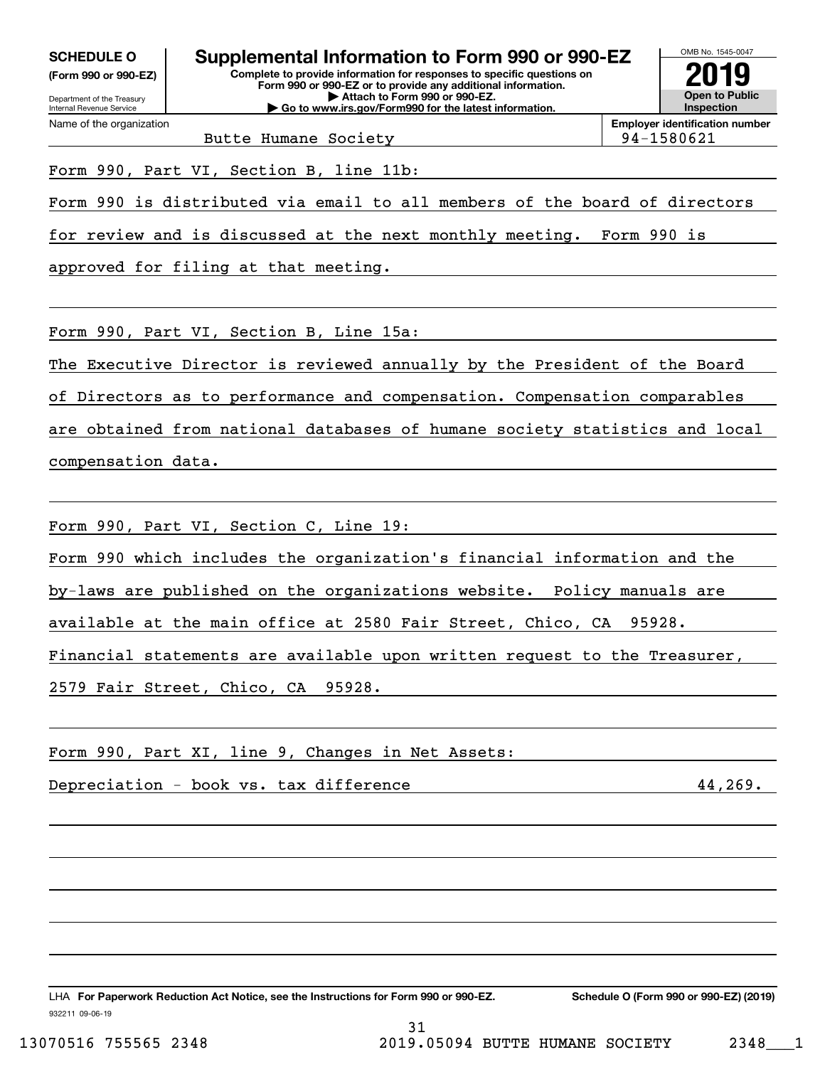**SCHEDULE O** (Form 990 or 990-EZ)

Department of the Treasury
Internal Revenue Service

# Supplemental Information to Form 990 or 990-EZ

**Complete to provide information for responses to specific questions on Form 990 or 990-EZ or to provide any additional information.**
**▶ Attach to Form 990 or 990-EZ.**
**▶ Go to www.irs.gov/Form990 for the latest information.**

OMB No. 1545-0047

**2019**

**Open to Public Inspection**

Name of the organization: Butte Humane Society

**Employer identification number**: 94-1580621

Form 990, Part VI, Section B, line 11b:

Form 990 is distributed via email to all members of the board of directors for review and is discussed at the next monthly meeting. Form 990 is approved for filing at that meeting.

Form 990, Part VI, Section B, Line 15a:

The Executive Director is reviewed annually by the President of the Board of Directors as to performance and compensation. Compensation comparables are obtained from national databases of humane society statistics and local compensation data.

Form 990, Part VI, Section C, Line 19:

Form 990 which includes the organization's financial information and the by-laws are published on the organizations website. Policy manuals are available at the main office at 2580 Fair Street, Chico, CA 95928. Financial statements are available upon written request to the Treasurer, 2579 Fair Street, Chico, CA 95928.

Form 990, Part XI, line 9, Changes in Net Assets:

| | |
|---|---|
| Depreciation - book vs. tax difference | 44,269. |

LHA **For Paperwork Reduction Act Notice, see the Instructions for Form 990 or 990-EZ.** **Schedule O (Form 990 or 990-EZ) (2019)**

932211 09-06-19